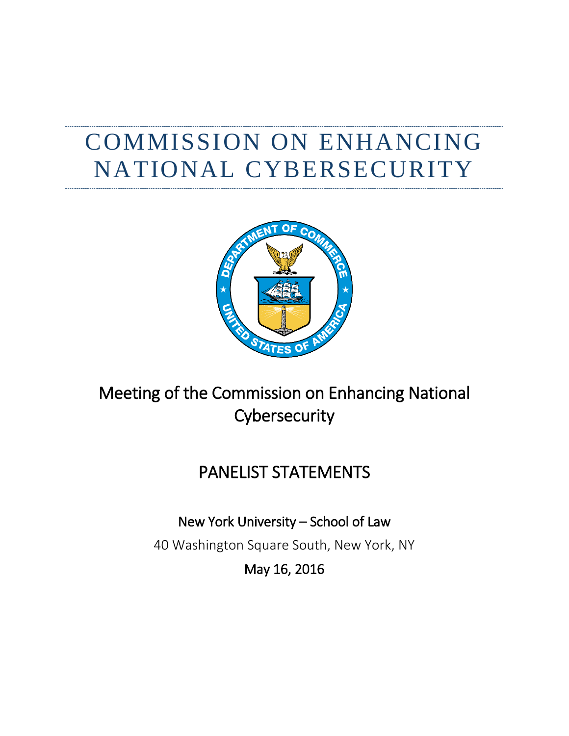# COMMISSION ON ENHANCING NATIONAL CYBERSECURITY

## Meeting of the Commission on Enhancing National Cybersecurity

## PANELIST STATEMENTS

New York University – School of Law

40 Washington Square South, New York, NY

May 16, 2016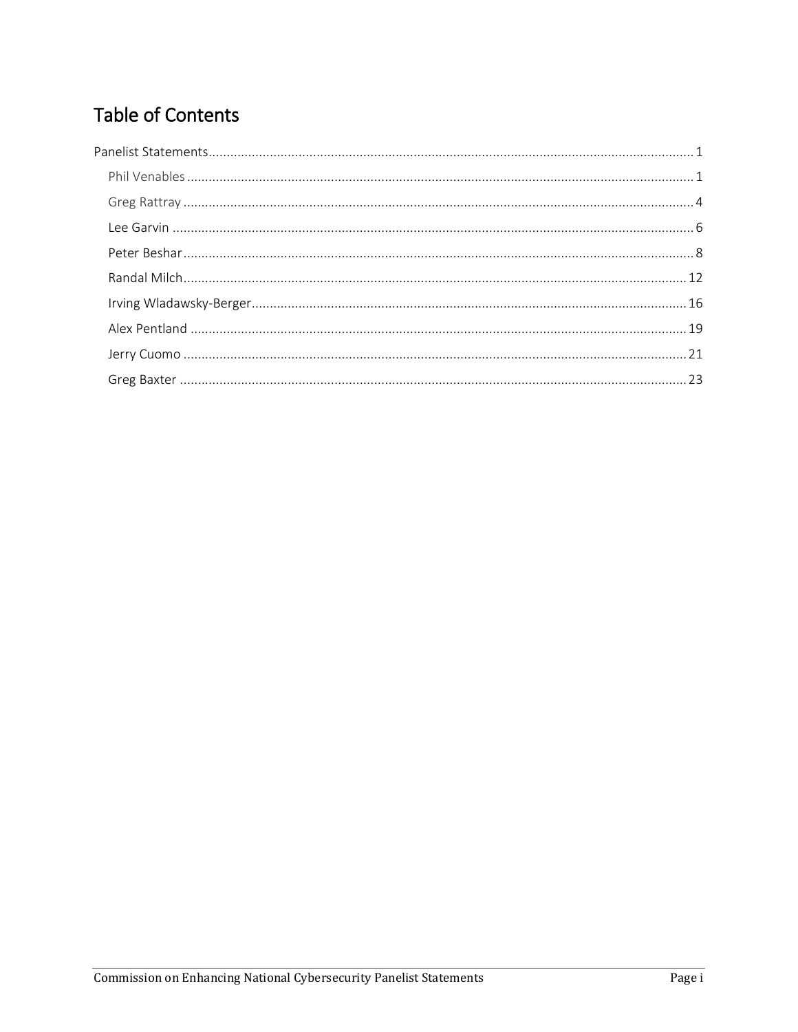# Table of Contents

Panelist Statements ..... 1

- Phil Venables ..... 1
- Greg Rattray ..... 4
- Lee Garvin ..... 6
- Peter Beshar ..... 8
- Randal Milch ..... 12
- Irving Wladawsky-Berger ..... 16
- Alex Pentland ..... 19
- Jerry Cuomo ..... 21
- Greg Baxter ..... 23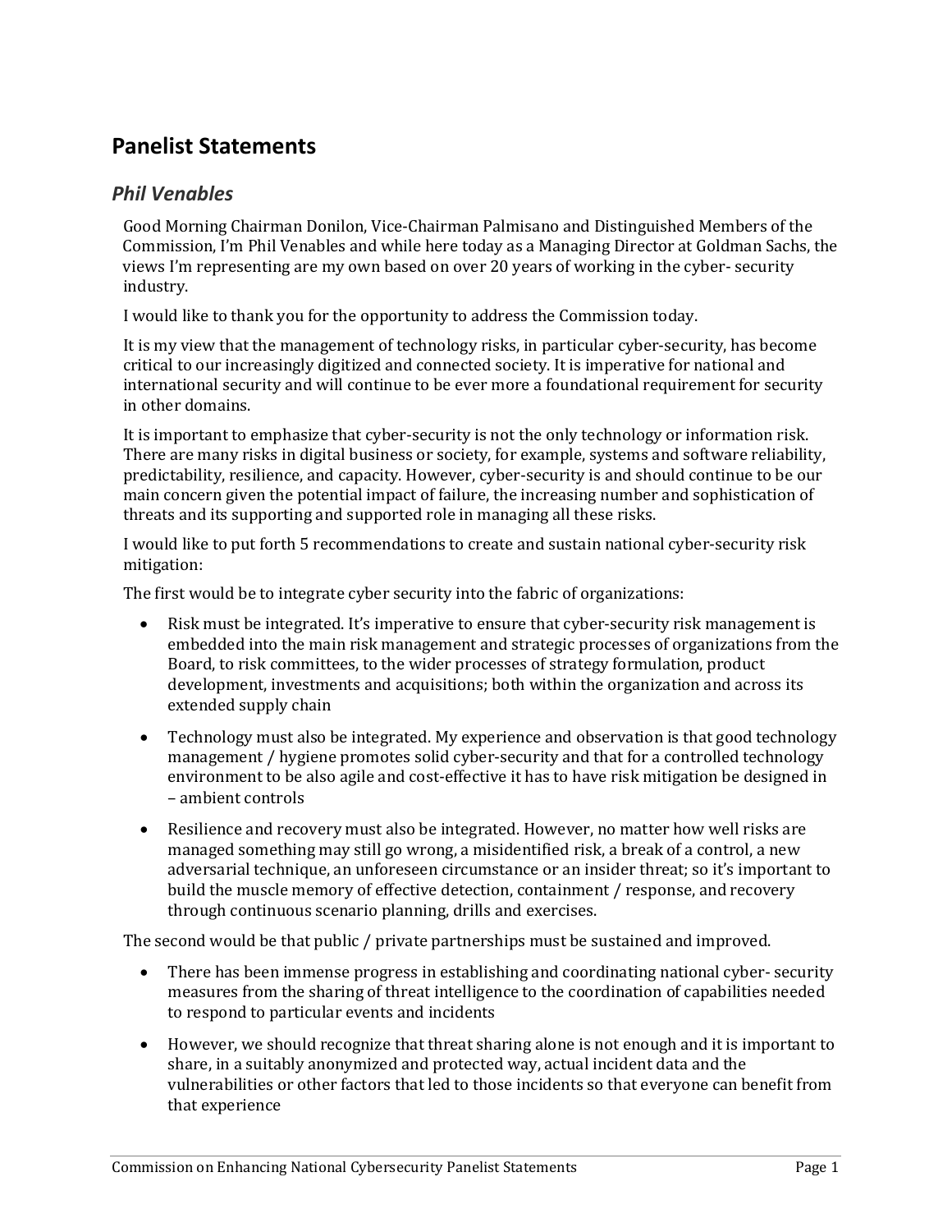## Panelist Statements

### *Phil Venables*

Good Morning Chairman Donilon, Vice-Chairman Palmisano and Distinguished Members of the Commission, I'm Phil Venables and while here today as a Managing Director at Goldman Sachs, the views I'm representing are my own based on over 20 years of working in the cyber- security industry.

I would like to thank you for the opportunity to address the Commission today.

It is my view that the management of technology risks, in particular cyber-security, has become critical to our increasingly digitized and connected society. It is imperative for national and international security and will continue to be ever more a foundational requirement for security in other domains.

It is important to emphasize that cyber-security is not the only technology or information risk. There are many risks in digital business or society, for example, systems and software reliability, predictability, resilience, and capacity. However, cyber-security is and should continue to be our main concern given the potential impact of failure, the increasing number and sophistication of threats and its supporting and supported role in managing all these risks.

I would like to put forth 5 recommendations to create and sustain national cyber-security risk mitigation:

The first would be to integrate cyber security into the fabric of organizations:

- Risk must be integrated. It's imperative to ensure that cyber-security risk management is embedded into the main risk management and strategic processes of organizations from the Board, to risk committees, to the wider processes of strategy formulation, product development, investments and acquisitions; both within the organization and across its extended supply chain
- Technology must also be integrated. My experience and observation is that good technology management / hygiene promotes solid cyber-security and that for a controlled technology environment to be also agile and cost-effective it has to have risk mitigation be designed in – ambient controls
- Resilience and recovery must also be integrated. However, no matter how well risks are managed something may still go wrong, a misidentified risk, a break of a control, a new adversarial technique, an unforeseen circumstance or an insider threat; so it's important to build the muscle memory of effective detection, containment / response, and recovery through continuous scenario planning, drills and exercises.

The second would be that public / private partnerships must be sustained and improved.

- There has been immense progress in establishing and coordinating national cyber- security measures from the sharing of threat intelligence to the coordination of capabilities needed to respond to particular events and incidents
- However, we should recognize that threat sharing alone is not enough and it is important to share, in a suitably anonymized and protected way, actual incident data and the vulnerabilities or other factors that led to those incidents so that everyone can benefit from that experience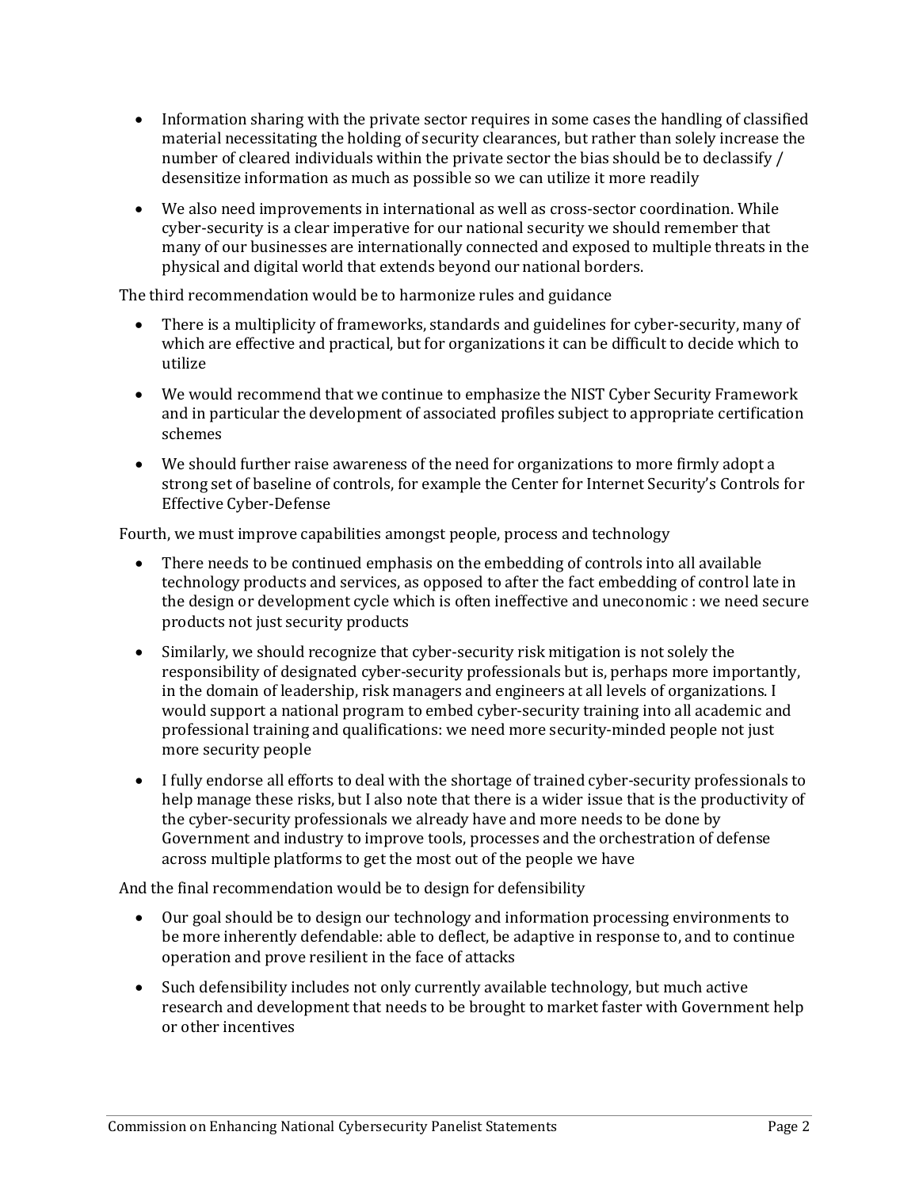- Information sharing with the private sector requires in some cases the handling of classified material necessitating the holding of security clearances, but rather than solely increase the number of cleared individuals within the private sector the bias should be to declassify / desensitize information as much as possible so we can utilize it more readily

- We also need improvements in international as well as cross-sector coordination. While cyber-security is a clear imperative for our national security we should remember that many of our businesses are internationally connected and exposed to multiple threats in the physical and digital world that extends beyond our national borders.

The third recommendation would be to harmonize rules and guidance

- There is a multiplicity of frameworks, standards and guidelines for cyber-security, many of which are effective and practical, but for organizations it can be difficult to decide which to utilize

- We would recommend that we continue to emphasize the NIST Cyber Security Framework and in particular the development of associated profiles subject to appropriate certification schemes

- We should further raise awareness of the need for organizations to more firmly adopt a strong set of baseline of controls, for example the Center for Internet Security's Controls for Effective Cyber-Defense

Fourth, we must improve capabilities amongst people, process and technology

- There needs to be continued emphasis on the embedding of controls into all available technology products and services, as opposed to after the fact embedding of control late in the design or development cycle which is often ineffective and uneconomic : we need secure products not just security products

- Similarly, we should recognize that cyber-security risk mitigation is not solely the responsibility of designated cyber-security professionals but is, perhaps more importantly, in the domain of leadership, risk managers and engineers at all levels of organizations. I would support a national program to embed cyber-security training into all academic and professional training and qualifications: we need more security-minded people not just more security people

- I fully endorse all efforts to deal with the shortage of trained cyber-security professionals to help manage these risks, but I also note that there is a wider issue that is the productivity of the cyber-security professionals we already have and more needs to be done by Government and industry to improve tools, processes and the orchestration of defense across multiple platforms to get the most out of the people we have

And the final recommendation would be to design for defensibility

- Our goal should be to design our technology and information processing environments to be more inherently defendable: able to deflect, be adaptive in response to, and to continue operation and prove resilient in the face of attacks

- Such defensibility includes not only currently available technology, but much active research and development that needs to be brought to market faster with Government help or other incentives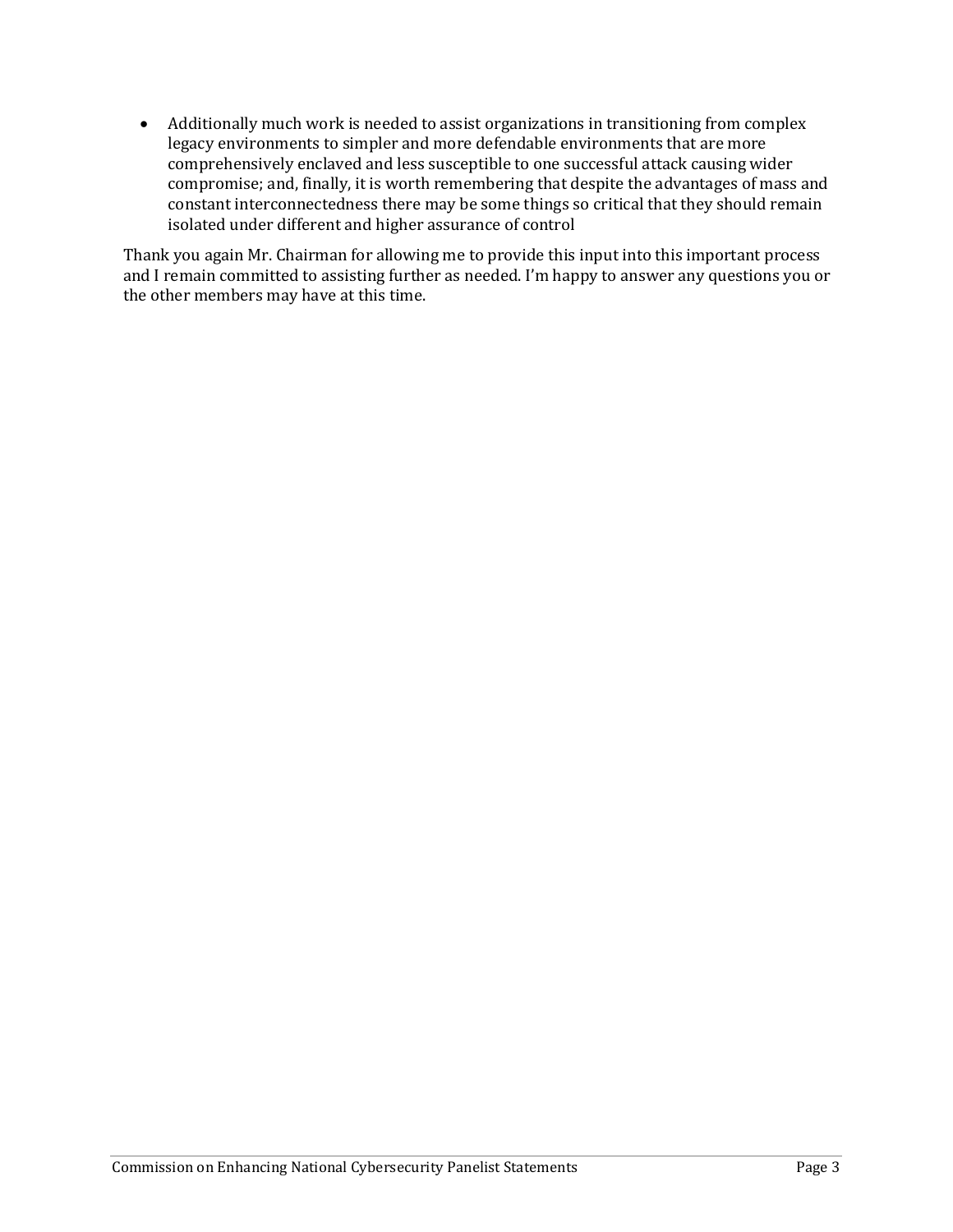- Additionally much work is needed to assist organizations in transitioning from complex legacy environments to simpler and more defendable environments that are more comprehensively enclaved and less susceptible to one successful attack causing wider compromise; and, finally, it is worth remembering that despite the advantages of mass and constant interconnectedness there may be some things so critical that they should remain isolated under different and higher assurance of control

Thank you again Mr. Chairman for allowing me to provide this input into this important process and I remain committed to assisting further as needed. I'm happy to answer any questions you or the other members may have at this time.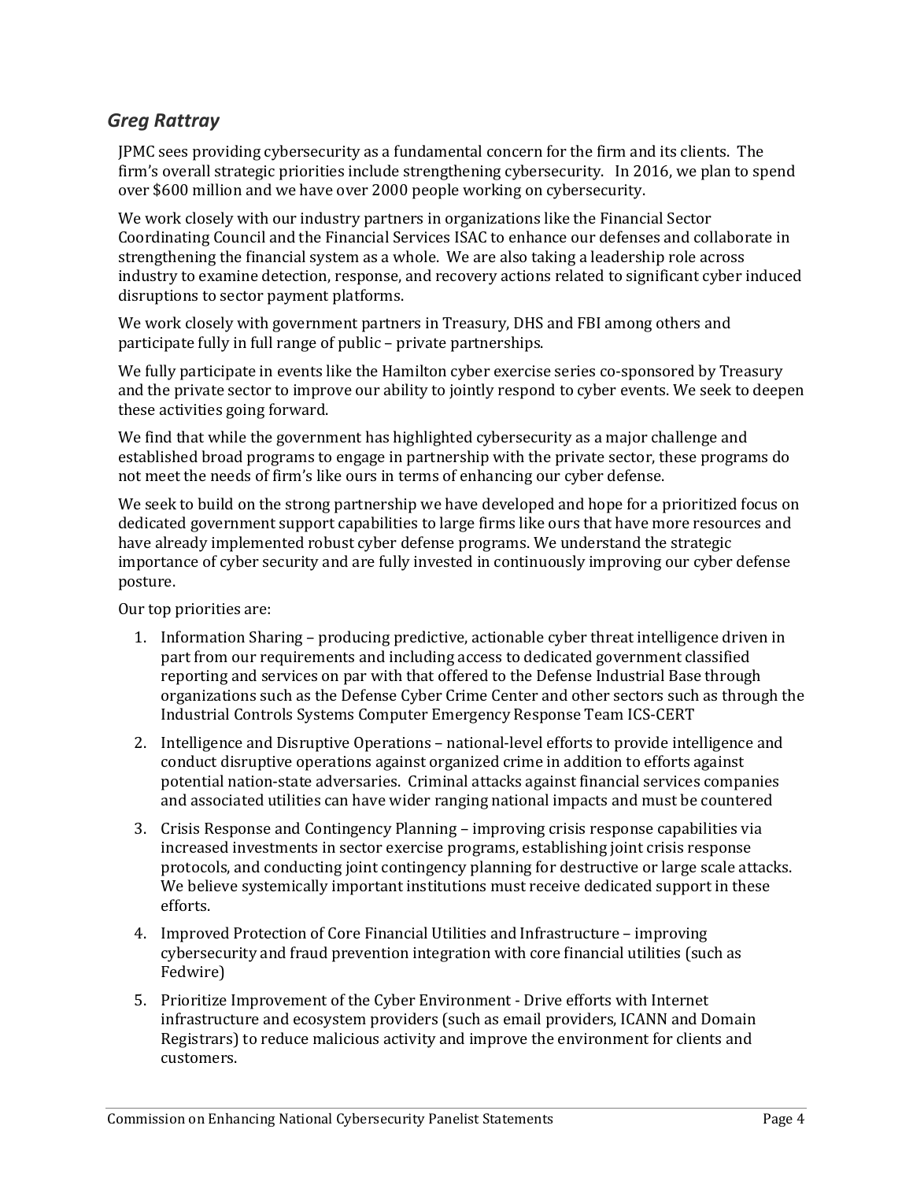## *Greg Rattray*

JPMC sees providing cybersecurity as a fundamental concern for the firm and its clients. The firm's overall strategic priorities include strengthening cybersecurity. In 2016, we plan to spend over $600 million and we have over 2000 people working on cybersecurity.

We work closely with our industry partners in organizations like the Financial Sector Coordinating Council and the Financial Services ISAC to enhance our defenses and collaborate in strengthening the financial system as a whole. We are also taking a leadership role across industry to examine detection, response, and recovery actions related to significant cyber induced disruptions to sector payment platforms.

We work closely with government partners in Treasury, DHS and FBI among others and participate fully in full range of public – private partnerships.

We fully participate in events like the Hamilton cyber exercise series co-sponsored by Treasury and the private sector to improve our ability to jointly respond to cyber events. We seek to deepen these activities going forward.

We find that while the government has highlighted cybersecurity as a major challenge and established broad programs to engage in partnership with the private sector, these programs do not meet the needs of firm's like ours in terms of enhancing our cyber defense.

We seek to build on the strong partnership we have developed and hope for a prioritized focus on dedicated government support capabilities to large firms like ours that have more resources and have already implemented robust cyber defense programs. We understand the strategic importance of cyber security and are fully invested in continuously improving our cyber defense posture.

Our top priorities are:

1. Information Sharing – producing predictive, actionable cyber threat intelligence driven in part from our requirements and including access to dedicated government classified reporting and services on par with that offered to the Defense Industrial Base through organizations such as the Defense Cyber Crime Center and other sectors such as through the Industrial Controls Systems Computer Emergency Response Team ICS-CERT
2. Intelligence and Disruptive Operations – national-level efforts to provide intelligence and conduct disruptive operations against organized crime in addition to efforts against potential nation-state adversaries. Criminal attacks against financial services companies and associated utilities can have wider ranging national impacts and must be countered
3. Crisis Response and Contingency Planning – improving crisis response capabilities via increased investments in sector exercise programs, establishing joint crisis response protocols, and conducting joint contingency planning for destructive or large scale attacks. We believe systemically important institutions must receive dedicated support in these efforts.
4. Improved Protection of Core Financial Utilities and Infrastructure – improving cybersecurity and fraud prevention integration with core financial utilities (such as Fedwire)
5. Prioritize Improvement of the Cyber Environment - Drive efforts with Internet infrastructure and ecosystem providers (such as email providers, ICANN and Domain Registrars) to reduce malicious activity and improve the environment for clients and customers.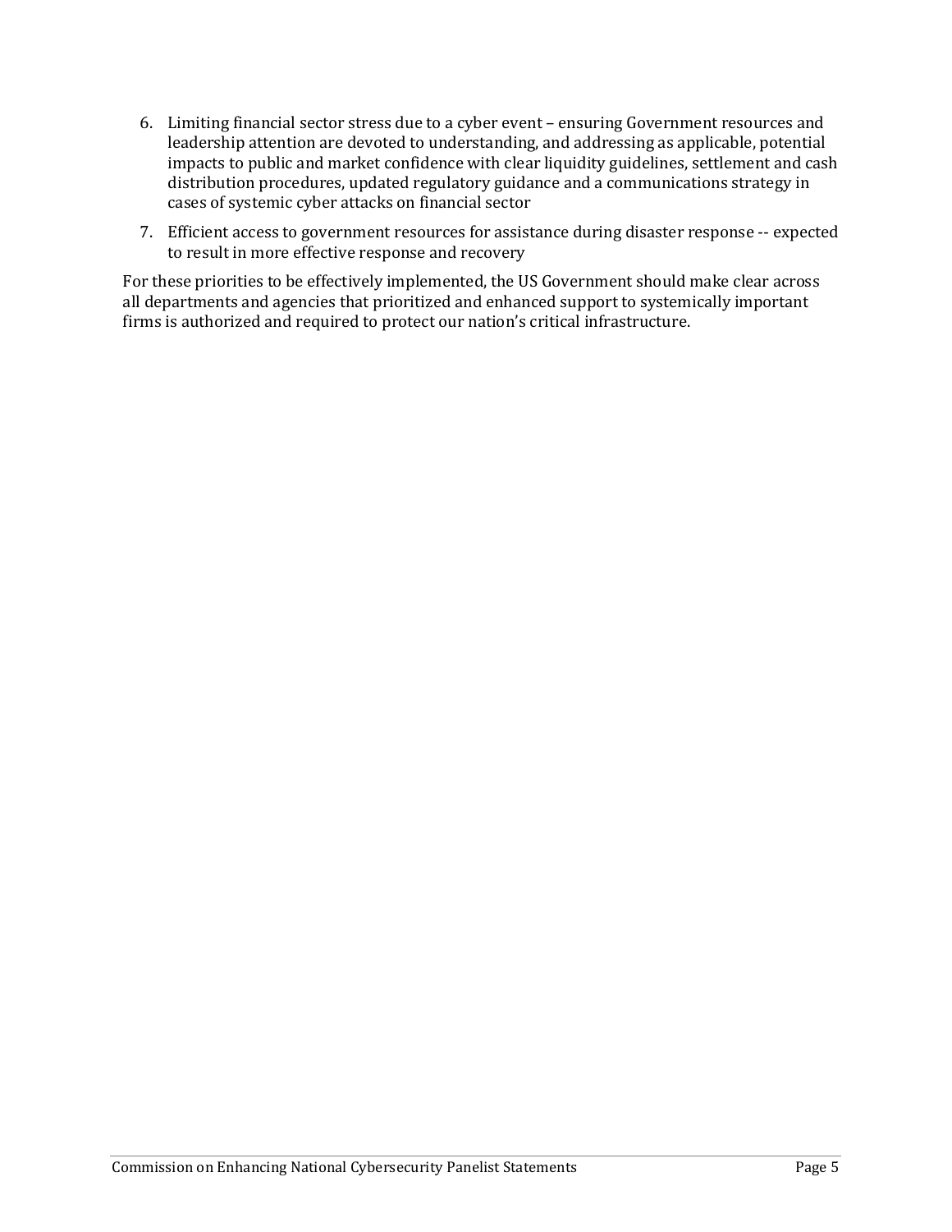6. Limiting financial sector stress due to a cyber event – ensuring Government resources and leadership attention are devoted to understanding, and addressing as applicable, potential impacts to public and market confidence with clear liquidity guidelines, settlement and cash distribution procedures, updated regulatory guidance and a communications strategy in cases of systemic cyber attacks on financial sector
7. Efficient access to government resources for assistance during disaster response -- expected to result in more effective response and recovery

For these priorities to be effectively implemented, the US Government should make clear across all departments and agencies that prioritized and enhanced support to systemically important firms is authorized and required to protect our nation's critical infrastructure.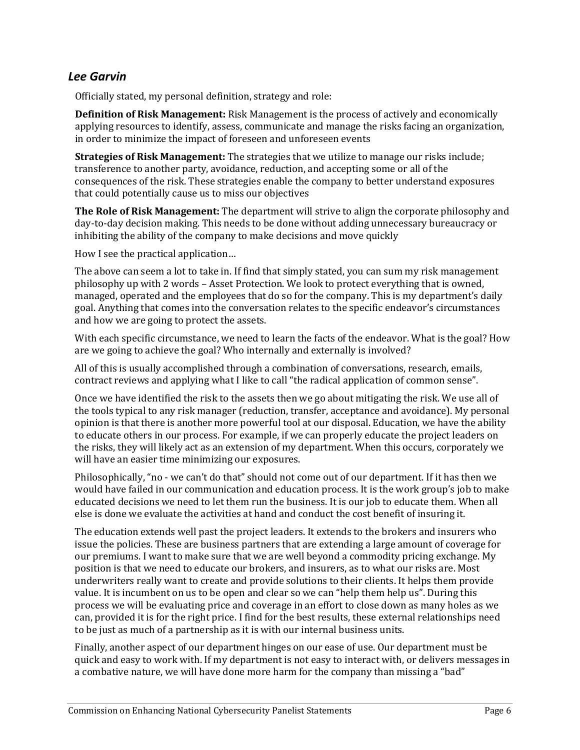## *Lee Garvin*

Officially stated, my personal definition, strategy and role:

**Definition of Risk Management:** Risk Management is the process of actively and economically applying resources to identify, assess, communicate and manage the risks facing an organization, in order to minimize the impact of foreseen and unforeseen events

**Strategies of Risk Management:** The strategies that we utilize to manage our risks include; transference to another party, avoidance, reduction, and accepting some or all of the consequences of the risk. These strategies enable the company to better understand exposures that could potentially cause us to miss our objectives

**The Role of Risk Management:** The department will strive to align the corporate philosophy and day-to-day decision making. This needs to be done without adding unnecessary bureaucracy or inhibiting the ability of the company to make decisions and move quickly

How I see the practical application…

The above can seem a lot to take in. If find that simply stated, you can sum my risk management philosophy up with 2 words – Asset Protection. We look to protect everything that is owned, managed, operated and the employees that do so for the company. This is my department's daily goal. Anything that comes into the conversation relates to the specific endeavor's circumstances and how we are going to protect the assets.

With each specific circumstance, we need to learn the facts of the endeavor. What is the goal? How are we going to achieve the goal? Who internally and externally is involved?

All of this is usually accomplished through a combination of conversations, research, emails, contract reviews and applying what I like to call "the radical application of common sense".

Once we have identified the risk to the assets then we go about mitigating the risk. We use all of the tools typical to any risk manager (reduction, transfer, acceptance and avoidance). My personal opinion is that there is another more powerful tool at our disposal. Education, we have the ability to educate others in our process. For example, if we can properly educate the project leaders on the risks, they will likely act as an extension of my department. When this occurs, corporately we will have an easier time minimizing our exposures.

Philosophically, "no - we can't do that" should not come out of our department. If it has then we would have failed in our communication and education process. It is the work group's job to make educated decisions we need to let them run the business. It is our job to educate them. When all else is done we evaluate the activities at hand and conduct the cost benefit of insuring it.

The education extends well past the project leaders. It extends to the brokers and insurers who issue the policies. These are business partners that are extending a large amount of coverage for our premiums. I want to make sure that we are well beyond a commodity pricing exchange. My position is that we need to educate our brokers, and insurers, as to what our risks are. Most underwriters really want to create and provide solutions to their clients. It helps them provide value. It is incumbent on us to be open and clear so we can "help them help us". During this process we will be evaluating price and coverage in an effort to close down as many holes as we can, provided it is for the right price. I find for the best results, these external relationships need to be just as much of a partnership as it is with our internal business units.

Finally, another aspect of our department hinges on our ease of use. Our department must be quick and easy to work with. If my department is not easy to interact with, or delivers messages in a combative nature, we will have done more harm for the company than missing a "bad"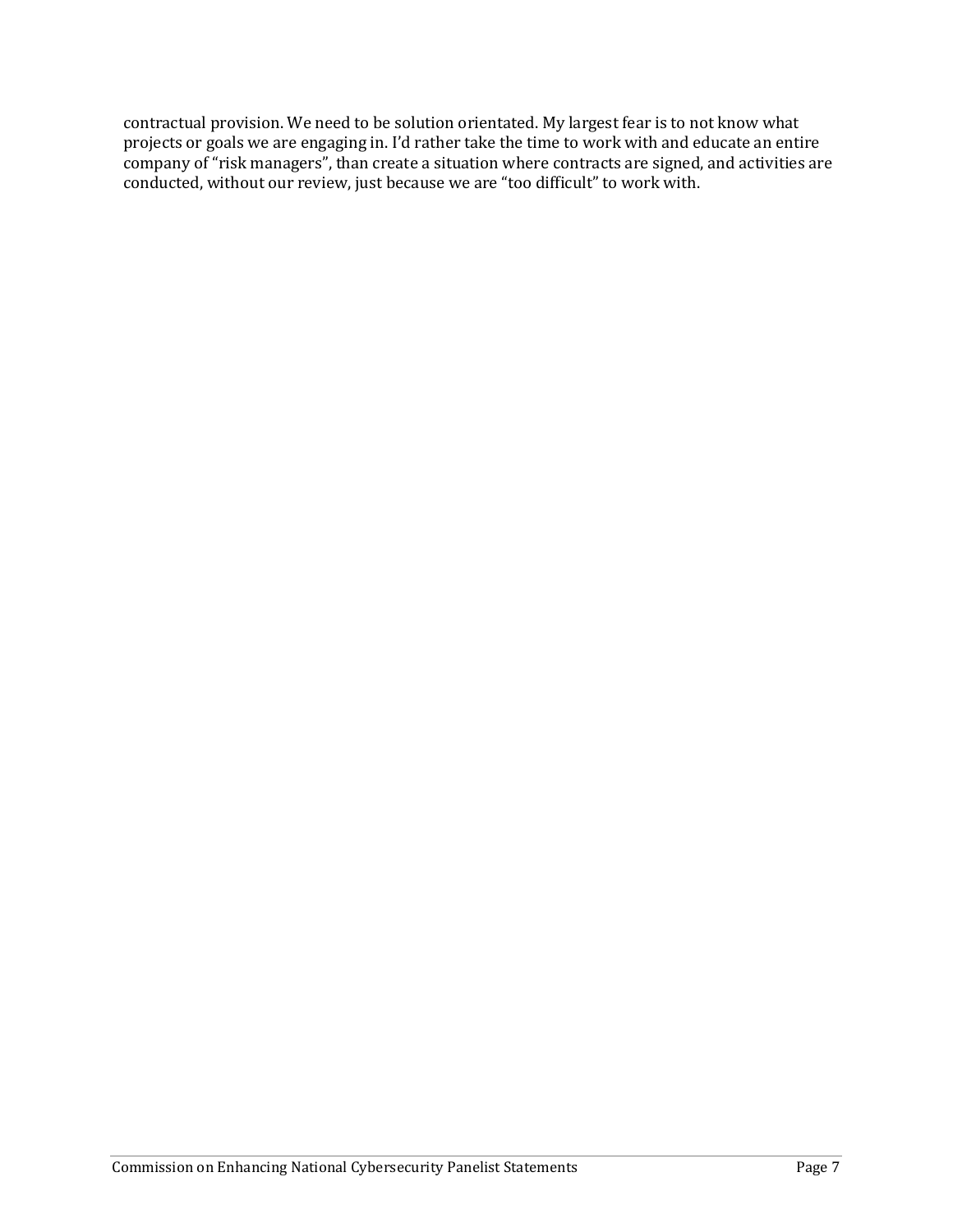contractual provision. We need to be solution orientated. My largest fear is to not know what projects or goals we are engaging in. I'd rather take the time to work with and educate an entire company of "risk managers", than create a situation where contracts are signed, and activities are conducted, without our review, just because we are "too difficult" to work with.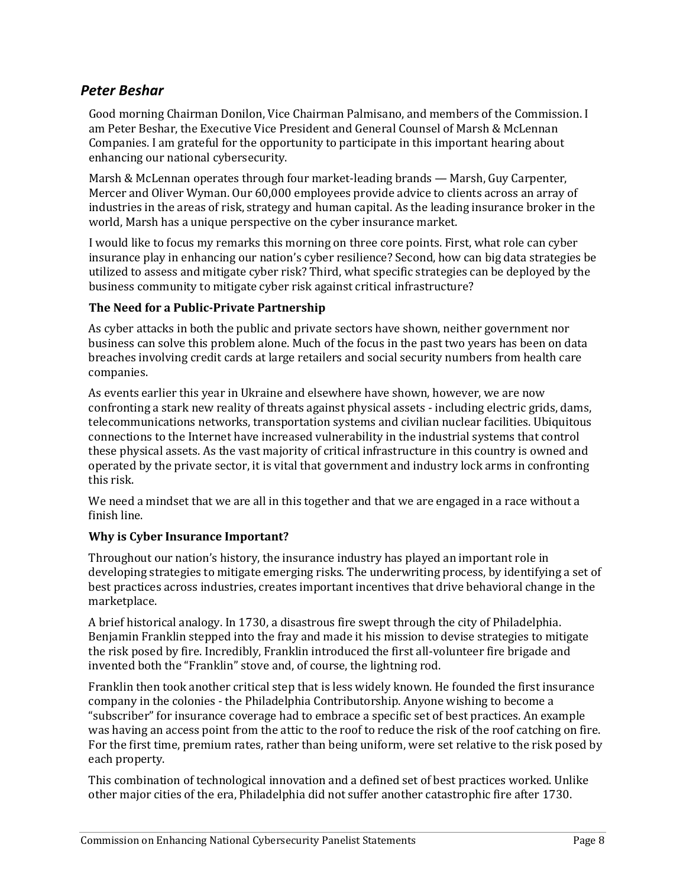## *Peter Beshar*

Good morning Chairman Donilon, Vice Chairman Palmisano, and members of the Commission. I am Peter Beshar, the Executive Vice President and General Counsel of Marsh & McLennan Companies. I am grateful for the opportunity to participate in this important hearing about enhancing our national cybersecurity.

Marsh & McLennan operates through four market-leading brands — Marsh, Guy Carpenter, Mercer and Oliver Wyman. Our 60,000 employees provide advice to clients across an array of industries in the areas of risk, strategy and human capital. As the leading insurance broker in the world, Marsh has a unique perspective on the cyber insurance market.

I would like to focus my remarks this morning on three core points. First, what role can cyber insurance play in enhancing our nation's cyber resilience? Second, how can big data strategies be utilized to assess and mitigate cyber risk? Third, what specific strategies can be deployed by the business community to mitigate cyber risk against critical infrastructure?

### The Need for a Public-Private Partnership

As cyber attacks in both the public and private sectors have shown, neither government nor business can solve this problem alone. Much of the focus in the past two years has been on data breaches involving credit cards at large retailers and social security numbers from health care companies.

As events earlier this year in Ukraine and elsewhere have shown, however, we are now confronting a stark new reality of threats against physical assets - including electric grids, dams, telecommunications networks, transportation systems and civilian nuclear facilities. Ubiquitous connections to the Internet have increased vulnerability in the industrial systems that control these physical assets. As the vast majority of critical infrastructure in this country is owned and operated by the private sector, it is vital that government and industry lock arms in confronting this risk.

We need a mindset that we are all in this together and that we are engaged in a race without a finish line.

### Why is Cyber Insurance Important?

Throughout our nation's history, the insurance industry has played an important role in developing strategies to mitigate emerging risks. The underwriting process, by identifying a set of best practices across industries, creates important incentives that drive behavioral change in the marketplace.

A brief historical analogy. In 1730, a disastrous fire swept through the city of Philadelphia. Benjamin Franklin stepped into the fray and made it his mission to devise strategies to mitigate the risk posed by fire. Incredibly, Franklin introduced the first all-volunteer fire brigade and invented both the "Franklin" stove and, of course, the lightning rod.

Franklin then took another critical step that is less widely known. He founded the first insurance company in the colonies - the Philadelphia Contributorship. Anyone wishing to become a "subscriber" for insurance coverage had to embrace a specific set of best practices. An example was having an access point from the attic to the roof to reduce the risk of the roof catching on fire. For the first time, premium rates, rather than being uniform, were set relative to the risk posed by each property.

This combination of technological innovation and a defined set of best practices worked. Unlike other major cities of the era, Philadelphia did not suffer another catastrophic fire after 1730.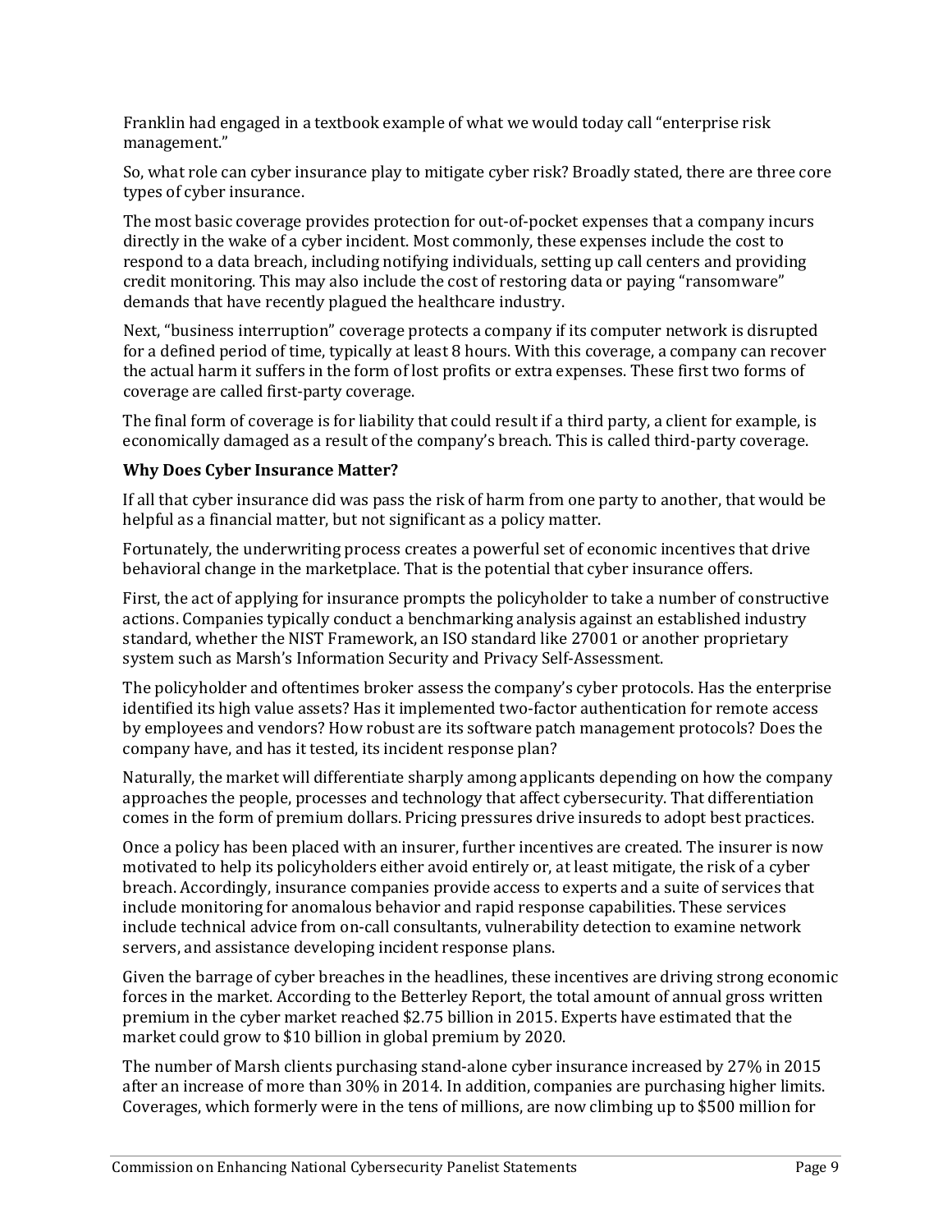Franklin had engaged in a textbook example of what we would today call "enterprise risk management."

So, what role can cyber insurance play to mitigate cyber risk? Broadly stated, there are three core types of cyber insurance.

The most basic coverage provides protection for out-of-pocket expenses that a company incurs directly in the wake of a cyber incident. Most commonly, these expenses include the cost to respond to a data breach, including notifying individuals, setting up call centers and providing credit monitoring. This may also include the cost of restoring data or paying "ransomware" demands that have recently plagued the healthcare industry.

Next, "business interruption" coverage protects a company if its computer network is disrupted for a defined period of time, typically at least 8 hours. With this coverage, a company can recover the actual harm it suffers in the form of lost profits or extra expenses. These first two forms of coverage are called first-party coverage.

The final form of coverage is for liability that could result if a third party, a client for example, is economically damaged as a result of the company's breach. This is called third-party coverage.

**Why Does Cyber Insurance Matter?**

If all that cyber insurance did was pass the risk of harm from one party to another, that would be helpful as a financial matter, but not significant as a policy matter.

Fortunately, the underwriting process creates a powerful set of economic incentives that drive behavioral change in the marketplace. That is the potential that cyber insurance offers.

First, the act of applying for insurance prompts the policyholder to take a number of constructive actions. Companies typically conduct a benchmarking analysis against an established industry standard, whether the NIST Framework, an ISO standard like 27001 or another proprietary system such as Marsh's Information Security and Privacy Self-Assessment.

The policyholder and oftentimes broker assess the company's cyber protocols. Has the enterprise identified its high value assets? Has it implemented two-factor authentication for remote access by employees and vendors? How robust are its software patch management protocols? Does the company have, and has it tested, its incident response plan?

Naturally, the market will differentiate sharply among applicants depending on how the company approaches the people, processes and technology that affect cybersecurity. That differentiation comes in the form of premium dollars. Pricing pressures drive insureds to adopt best practices.

Once a policy has been placed with an insurer, further incentives are created. The insurer is now motivated to help its policyholders either avoid entirely or, at least mitigate, the risk of a cyber breach. Accordingly, insurance companies provide access to experts and a suite of services that include monitoring for anomalous behavior and rapid response capabilities. These services include technical advice from on-call consultants, vulnerability detection to examine network servers, and assistance developing incident response plans.

Given the barrage of cyber breaches in the headlines, these incentives are driving strong economic forces in the market. According to the Betterley Report, the total amount of annual gross written premium in the cyber market reached $2.75 billion in 2015. Experts have estimated that the market could grow to $10 billion in global premium by 2020.

The number of Marsh clients purchasing stand-alone cyber insurance increased by 27% in 2015 after an increase of more than 30% in 2014. In addition, companies are purchasing higher limits. Coverages, which formerly were in the tens of millions, are now climbing up to $500 million for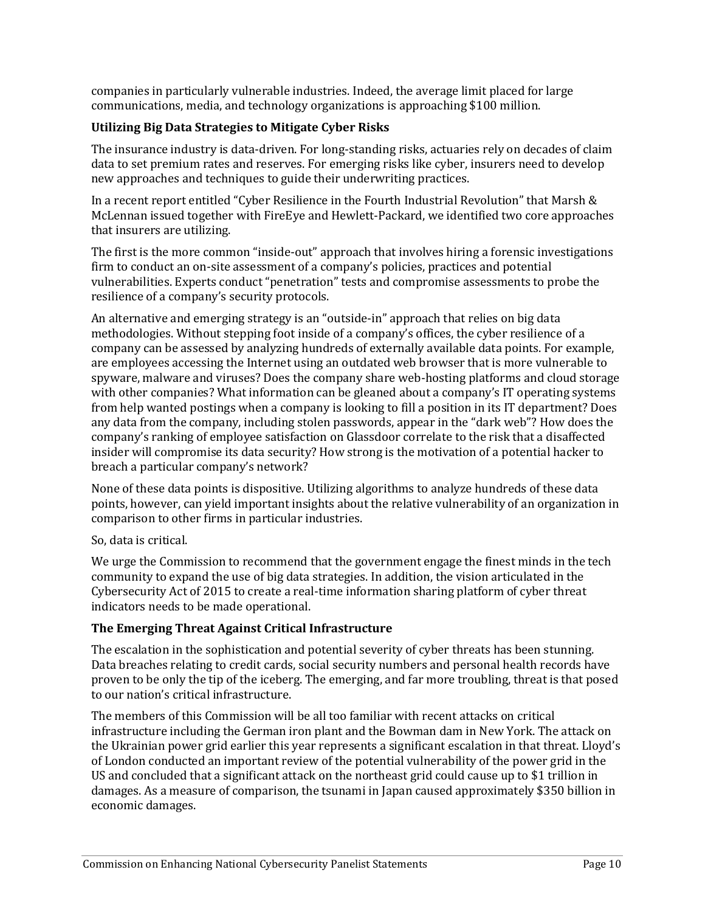companies in particularly vulnerable industries. Indeed, the average limit placed for large communications, media, and technology organizations is approaching $100 million.

**Utilizing Big Data Strategies to Mitigate Cyber Risks**

The insurance industry is data-driven. For long-standing risks, actuaries rely on decades of claim data to set premium rates and reserves. For emerging risks like cyber, insurers need to develop new approaches and techniques to guide their underwriting practices.

In a recent report entitled "Cyber Resilience in the Fourth Industrial Revolution" that Marsh & McLennan issued together with FireEye and Hewlett-Packard, we identified two core approaches that insurers are utilizing.

The first is the more common "inside-out" approach that involves hiring a forensic investigations firm to conduct an on-site assessment of a company's policies, practices and potential vulnerabilities. Experts conduct "penetration" tests and compromise assessments to probe the resilience of a company's security protocols.

An alternative and emerging strategy is an "outside-in" approach that relies on big data methodologies. Without stepping foot inside of a company's offices, the cyber resilience of a company can be assessed by analyzing hundreds of externally available data points. For example, are employees accessing the Internet using an outdated web browser that is more vulnerable to spyware, malware and viruses? Does the company share web-hosting platforms and cloud storage with other companies? What information can be gleaned about a company's IT operating systems from help wanted postings when a company is looking to fill a position in its IT department? Does any data from the company, including stolen passwords, appear in the "dark web"? How does the company's ranking of employee satisfaction on Glassdoor correlate to the risk that a disaffected insider will compromise its data security? How strong is the motivation of a potential hacker to breach a particular company's network?

None of these data points is dispositive. Utilizing algorithms to analyze hundreds of these data points, however, can yield important insights about the relative vulnerability of an organization in comparison to other firms in particular industries.

So, data is critical.

We urge the Commission to recommend that the government engage the finest minds in the tech community to expand the use of big data strategies. In addition, the vision articulated in the Cybersecurity Act of 2015 to create a real-time information sharing platform of cyber threat indicators needs to be made operational.

**The Emerging Threat Against Critical Infrastructure**

The escalation in the sophistication and potential severity of cyber threats has been stunning. Data breaches relating to credit cards, social security numbers and personal health records have proven to be only the tip of the iceberg. The emerging, and far more troubling, threat is that posed to our nation's critical infrastructure.

The members of this Commission will be all too familiar with recent attacks on critical infrastructure including the German iron plant and the Bowman dam in New York. The attack on the Ukrainian power grid earlier this year represents a significant escalation in that threat. Lloyd's of London conducted an important review of the potential vulnerability of the power grid in the US and concluded that a significant attack on the northeast grid could cause up to $1 trillion in damages. As a measure of comparison, the tsunami in Japan caused approximately $350 billion in economic damages.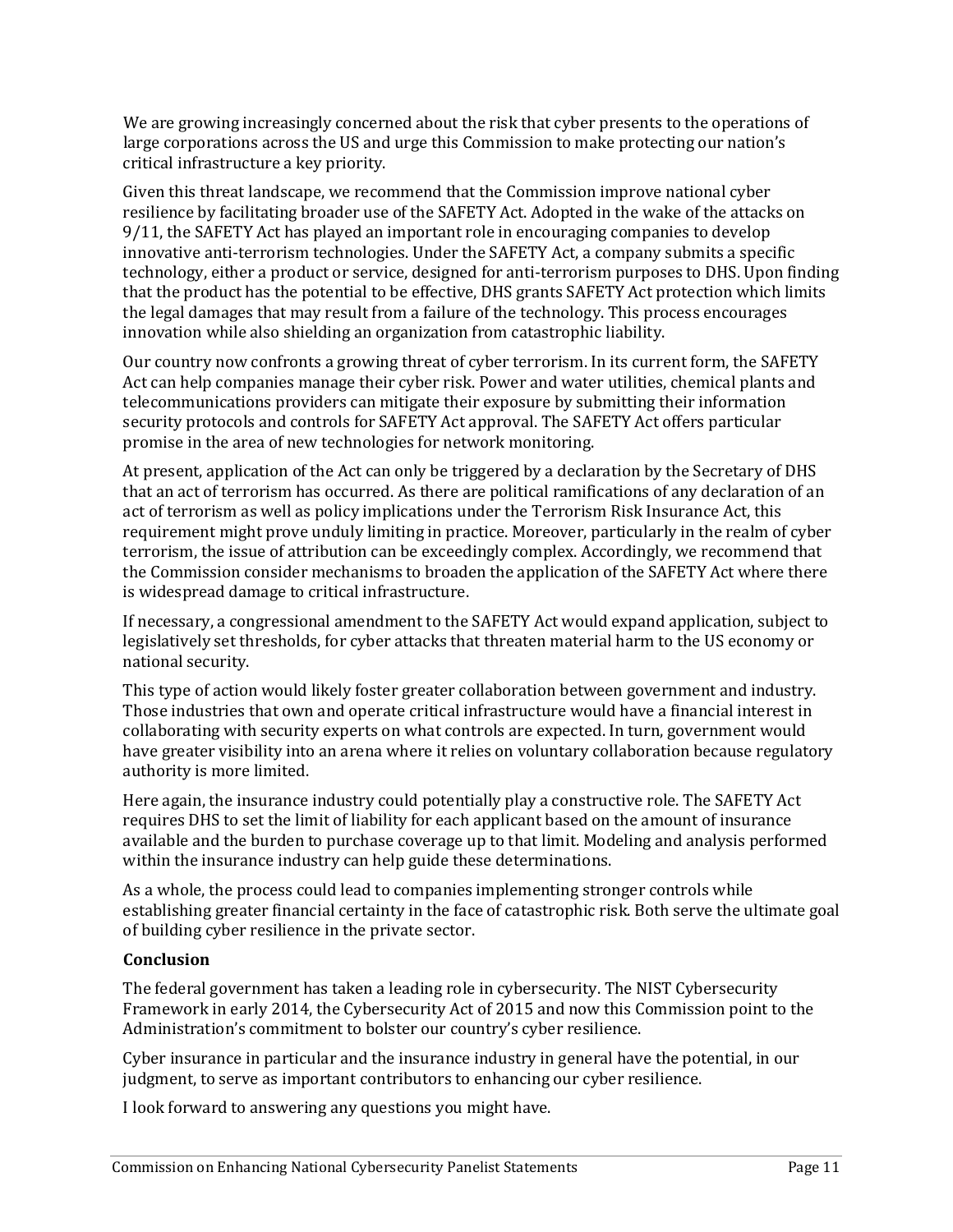We are growing increasingly concerned about the risk that cyber presents to the operations of large corporations across the US and urge this Commission to make protecting our nation's critical infrastructure a key priority.

Given this threat landscape, we recommend that the Commission improve national cyber resilience by facilitating broader use of the SAFETY Act. Adopted in the wake of the attacks on 9/11, the SAFETY Act has played an important role in encouraging companies to develop innovative anti-terrorism technologies. Under the SAFETY Act, a company submits a specific technology, either a product or service, designed for anti-terrorism purposes to DHS. Upon finding that the product has the potential to be effective, DHS grants SAFETY Act protection which limits the legal damages that may result from a failure of the technology. This process encourages innovation while also shielding an organization from catastrophic liability.

Our country now confronts a growing threat of cyber terrorism. In its current form, the SAFETY Act can help companies manage their cyber risk. Power and water utilities, chemical plants and telecommunications providers can mitigate their exposure by submitting their information security protocols and controls for SAFETY Act approval. The SAFETY Act offers particular promise in the area of new technologies for network monitoring.

At present, application of the Act can only be triggered by a declaration by the Secretary of DHS that an act of terrorism has occurred. As there are political ramifications of any declaration of an act of terrorism as well as policy implications under the Terrorism Risk Insurance Act, this requirement might prove unduly limiting in practice. Moreover, particularly in the realm of cyber terrorism, the issue of attribution can be exceedingly complex. Accordingly, we recommend that the Commission consider mechanisms to broaden the application of the SAFETY Act where there is widespread damage to critical infrastructure.

If necessary, a congressional amendment to the SAFETY Act would expand application, subject to legislatively set thresholds, for cyber attacks that threaten material harm to the US economy or national security.

This type of action would likely foster greater collaboration between government and industry. Those industries that own and operate critical infrastructure would have a financial interest in collaborating with security experts on what controls are expected. In turn, government would have greater visibility into an arena where it relies on voluntary collaboration because regulatory authority is more limited.

Here again, the insurance industry could potentially play a constructive role. The SAFETY Act requires DHS to set the limit of liability for each applicant based on the amount of insurance available and the burden to purchase coverage up to that limit. Modeling and analysis performed within the insurance industry can help guide these determinations.

As a whole, the process could lead to companies implementing stronger controls while establishing greater financial certainty in the face of catastrophic risk. Both serve the ultimate goal of building cyber resilience in the private sector.

**Conclusion**

The federal government has taken a leading role in cybersecurity. The NIST Cybersecurity Framework in early 2014, the Cybersecurity Act of 2015 and now this Commission point to the Administration's commitment to bolster our country's cyber resilience.

Cyber insurance in particular and the insurance industry in general have the potential, in our judgment, to serve as important contributors to enhancing our cyber resilience.

I look forward to answering any questions you might have.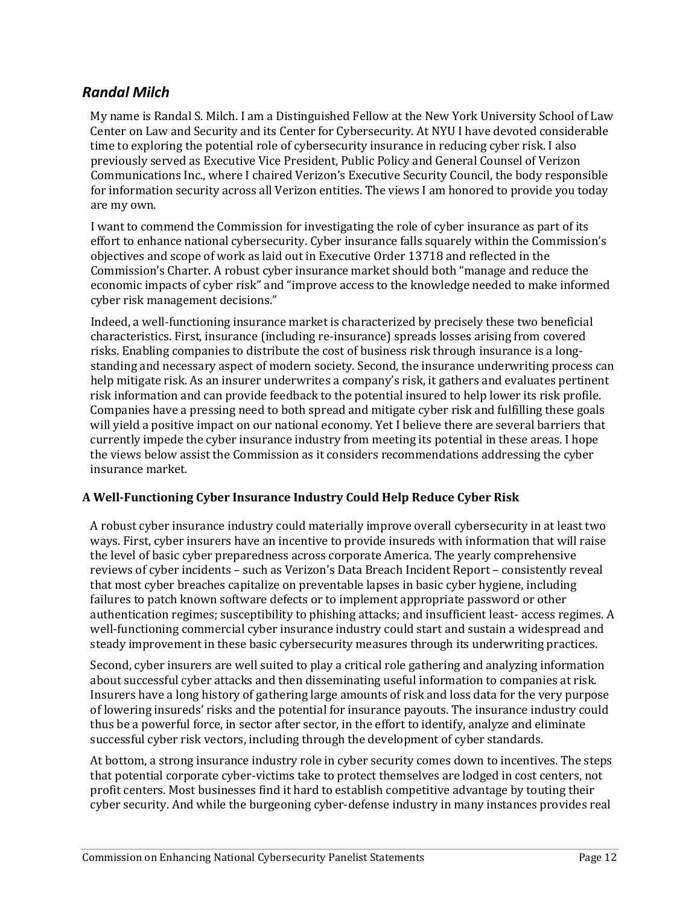## *Randal Milch*

My name is Randal S. Milch. I am a Distinguished Fellow at the New York University School of Law Center on Law and Security and its Center for Cybersecurity. At NYU I have devoted considerable time to exploring the potential role of cybersecurity insurance in reducing cyber risk. I also previously served as Executive Vice President, Public Policy and General Counsel of Verizon Communications Inc., where I chaired Verizon's Executive Security Council, the body responsible for information security across all Verizon entities. The views I am honored to provide you today are my own.

I want to commend the Commission for investigating the role of cyber insurance as part of its effort to enhance national cybersecurity. Cyber insurance falls squarely within the Commission's objectives and scope of work as laid out in Executive Order 13718 and reflected in the Commission's Charter. A robust cyber insurance market should both "manage and reduce the economic impacts of cyber risk" and "improve access to the knowledge needed to make informed cyber risk management decisions."

Indeed, a well-functioning insurance market is characterized by precisely these two beneficial characteristics. First, insurance (including re-insurance) spreads losses arising from covered risks. Enabling companies to distribute the cost of business risk through insurance is a long-standing and necessary aspect of modern society. Second, the insurance underwriting process can help mitigate risk. As an insurer underwrites a company's risk, it gathers and evaluates pertinent risk information and can provide feedback to the potential insured to help lower its risk profile. Companies have a pressing need to both spread and mitigate cyber risk and fulfilling these goals will yield a positive impact on our national economy. Yet I believe there are several barriers that currently impede the cyber insurance industry from meeting its potential in these areas. I hope the views below assist the Commission as it considers recommendations addressing the cyber insurance market.

### A Well-Functioning Cyber Insurance Industry Could Help Reduce Cyber Risk

A robust cyber insurance industry could materially improve overall cybersecurity in at least two ways. First, cyber insurers have an incentive to provide insureds with information that will raise the level of basic cyber preparedness across corporate America. The yearly comprehensive reviews of cyber incidents – such as Verizon's Data Breach Incident Report – consistently reveal that most cyber breaches capitalize on preventable lapses in basic cyber hygiene, including failures to patch known software defects or to implement appropriate password or other authentication regimes; susceptibility to phishing attacks; and insufficient least- access regimes. A well-functioning commercial cyber insurance industry could start and sustain a widespread and steady improvement in these basic cybersecurity measures through its underwriting practices.

Second, cyber insurers are well suited to play a critical role gathering and analyzing information about successful cyber attacks and then disseminating useful information to companies at risk. Insurers have a long history of gathering large amounts of risk and loss data for the very purpose of lowering insureds' risks and the potential for insurance payouts. The insurance industry could thus be a powerful force, in sector after sector, in the effort to identify, analyze and eliminate successful cyber risk vectors, including through the development of cyber standards.

At bottom, a strong insurance industry role in cyber security comes down to incentives. The steps that potential corporate cyber-victims take to protect themselves are lodged in cost centers, not profit centers. Most businesses find it hard to establish competitive advantage by touting their cyber security. And while the burgeoning cyber-defense industry in many instances provides real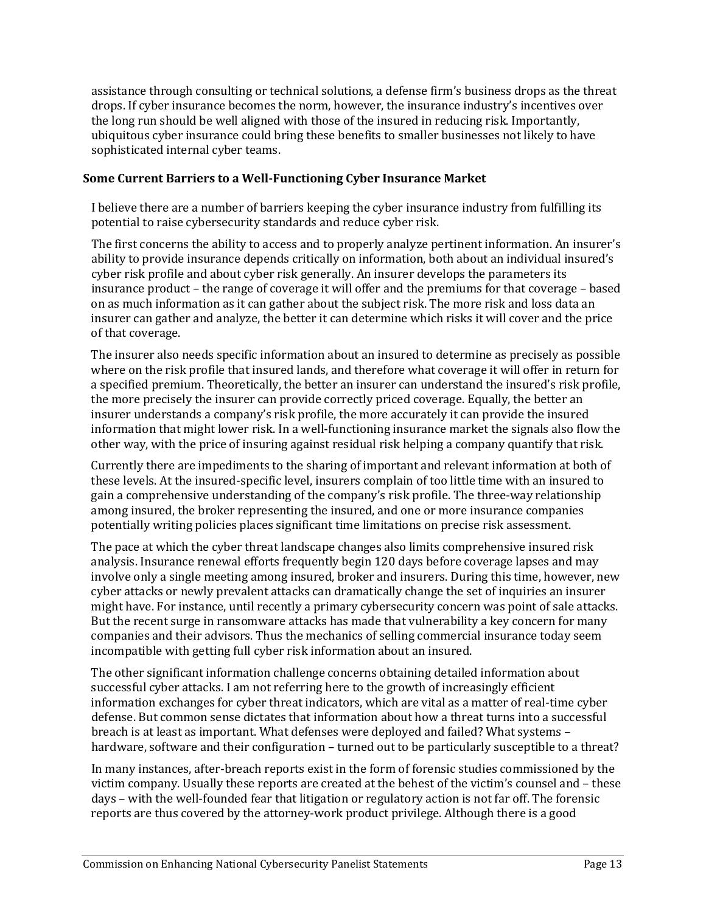assistance through consulting or technical solutions, a defense firm's business drops as the threat drops. If cyber insurance becomes the norm, however, the insurance industry's incentives over the long run should be well aligned with those of the insured in reducing risk. Importantly, ubiquitous cyber insurance could bring these benefits to smaller businesses not likely to have sophisticated internal cyber teams.

### Some Current Barriers to a Well-Functioning Cyber Insurance Market

I believe there are a number of barriers keeping the cyber insurance industry from fulfilling its potential to raise cybersecurity standards and reduce cyber risk.

The first concerns the ability to access and to properly analyze pertinent information. An insurer's ability to provide insurance depends critically on information, both about an individual insured's cyber risk profile and about cyber risk generally. An insurer develops the parameters its insurance product – the range of coverage it will offer and the premiums for that coverage – based on as much information as it can gather about the subject risk. The more risk and loss data an insurer can gather and analyze, the better it can determine which risks it will cover and the price of that coverage.

The insurer also needs specific information about an insured to determine as precisely as possible where on the risk profile that insured lands, and therefore what coverage it will offer in return for a specified premium. Theoretically, the better an insurer can understand the insured's risk profile, the more precisely the insurer can provide correctly priced coverage. Equally, the better an insurer understands a company's risk profile, the more accurately it can provide the insured information that might lower risk. In a well-functioning insurance market the signals also flow the other way, with the price of insuring against residual risk helping a company quantify that risk.

Currently there are impediments to the sharing of important and relevant information at both of these levels. At the insured-specific level, insurers complain of too little time with an insured to gain a comprehensive understanding of the company's risk profile. The three-way relationship among insured, the broker representing the insured, and one or more insurance companies potentially writing policies places significant time limitations on precise risk assessment.

The pace at which the cyber threat landscape changes also limits comprehensive insured risk analysis. Insurance renewal efforts frequently begin 120 days before coverage lapses and may involve only a single meeting among insured, broker and insurers. During this time, however, new cyber attacks or newly prevalent attacks can dramatically change the set of inquiries an insurer might have. For instance, until recently a primary cybersecurity concern was point of sale attacks. But the recent surge in ransomware attacks has made that vulnerability a key concern for many companies and their advisors. Thus the mechanics of selling commercial insurance today seem incompatible with getting full cyber risk information about an insured.

The other significant information challenge concerns obtaining detailed information about successful cyber attacks. I am not referring here to the growth of increasingly efficient information exchanges for cyber threat indicators, which are vital as a matter of real-time cyber defense. But common sense dictates that information about how a threat turns into a successful breach is at least as important. What defenses were deployed and failed? What systems – hardware, software and their configuration – turned out to be particularly susceptible to a threat?

In many instances, after-breach reports exist in the form of forensic studies commissioned by the victim company. Usually these reports are created at the behest of the victim's counsel and – these days – with the well-founded fear that litigation or regulatory action is not far off. The forensic reports are thus covered by the attorney-work product privilege. Although there is a good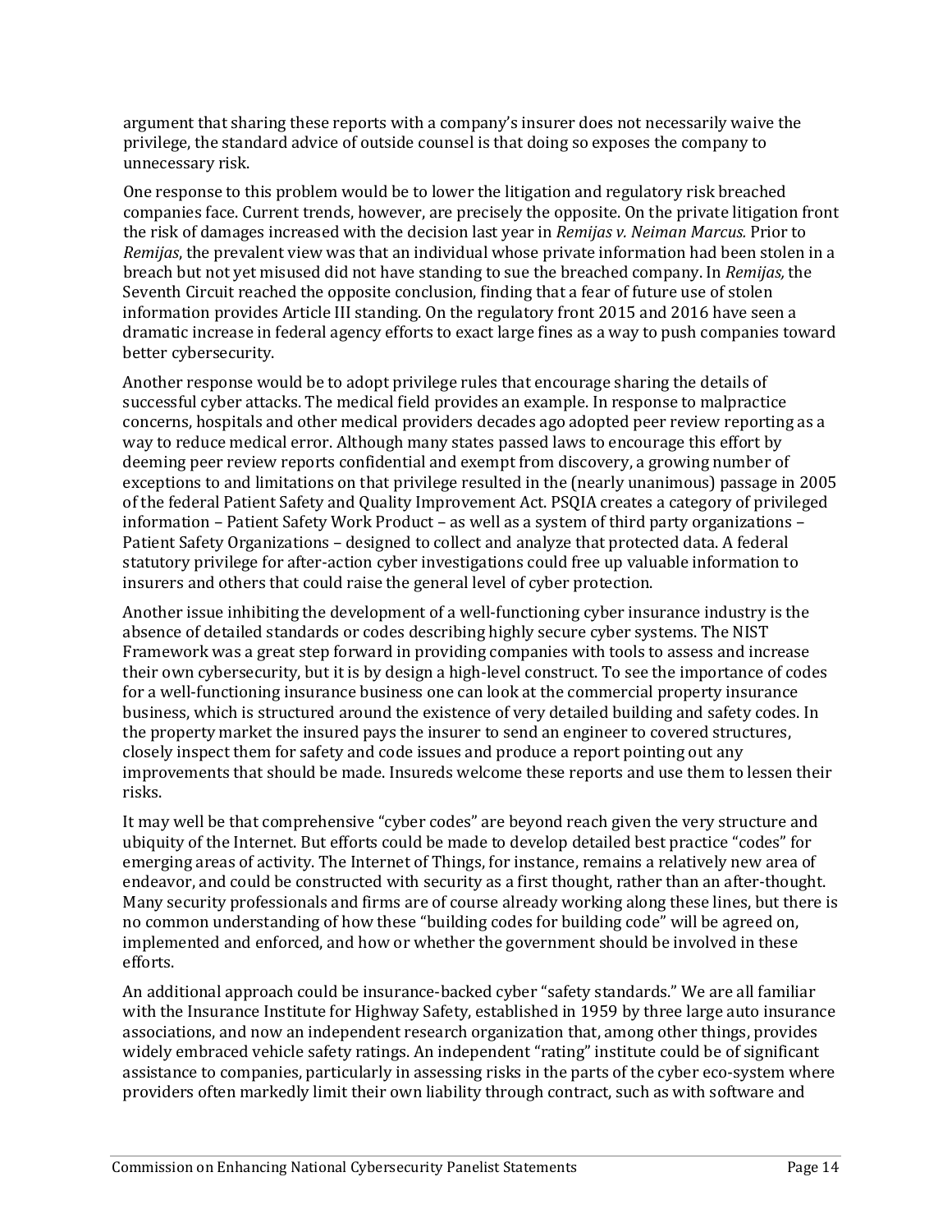argument that sharing these reports with a company's insurer does not necessarily waive the privilege, the standard advice of outside counsel is that doing so exposes the company to unnecessary risk.

One response to this problem would be to lower the litigation and regulatory risk breached companies face. Current trends, however, are precisely the opposite. On the private litigation front the risk of damages increased with the decision last year in *Remijas v. Neiman Marcus.* Prior to *Remijas*, the prevalent view was that an individual whose private information had been stolen in a breach but not yet misused did not have standing to sue the breached company. In *Remijas,* the Seventh Circuit reached the opposite conclusion, finding that a fear of future use of stolen information provides Article III standing. On the regulatory front 2015 and 2016 have seen a dramatic increase in federal agency efforts to exact large fines as a way to push companies toward better cybersecurity.

Another response would be to adopt privilege rules that encourage sharing the details of successful cyber attacks. The medical field provides an example. In response to malpractice concerns, hospitals and other medical providers decades ago adopted peer review reporting as a way to reduce medical error. Although many states passed laws to encourage this effort by deeming peer review reports confidential and exempt from discovery, a growing number of exceptions to and limitations on that privilege resulted in the (nearly unanimous) passage in 2005 of the federal Patient Safety and Quality Improvement Act. PSQIA creates a category of privileged information – Patient Safety Work Product – as well as a system of third party organizations – Patient Safety Organizations – designed to collect and analyze that protected data. A federal statutory privilege for after-action cyber investigations could free up valuable information to insurers and others that could raise the general level of cyber protection.

Another issue inhibiting the development of a well-functioning cyber insurance industry is the absence of detailed standards or codes describing highly secure cyber systems. The NIST Framework was a great step forward in providing companies with tools to assess and increase their own cybersecurity, but it is by design a high-level construct. To see the importance of codes for a well-functioning insurance business one can look at the commercial property insurance business, which is structured around the existence of very detailed building and safety codes. In the property market the insured pays the insurer to send an engineer to covered structures, closely inspect them for safety and code issues and produce a report pointing out any improvements that should be made. Insureds welcome these reports and use them to lessen their risks.

It may well be that comprehensive "cyber codes" are beyond reach given the very structure and ubiquity of the Internet. But efforts could be made to develop detailed best practice "codes" for emerging areas of activity. The Internet of Things, for instance, remains a relatively new area of endeavor, and could be constructed with security as a first thought, rather than an after-thought. Many security professionals and firms are of course already working along these lines, but there is no common understanding of how these "building codes for building code" will be agreed on, implemented and enforced, and how or whether the government should be involved in these efforts.

An additional approach could be insurance-backed cyber "safety standards." We are all familiar with the Insurance Institute for Highway Safety, established in 1959 by three large auto insurance associations, and now an independent research organization that, among other things, provides widely embraced vehicle safety ratings. An independent "rating" institute could be of significant assistance to companies, particularly in assessing risks in the parts of the cyber eco-system where providers often markedly limit their own liability through contract, such as with software and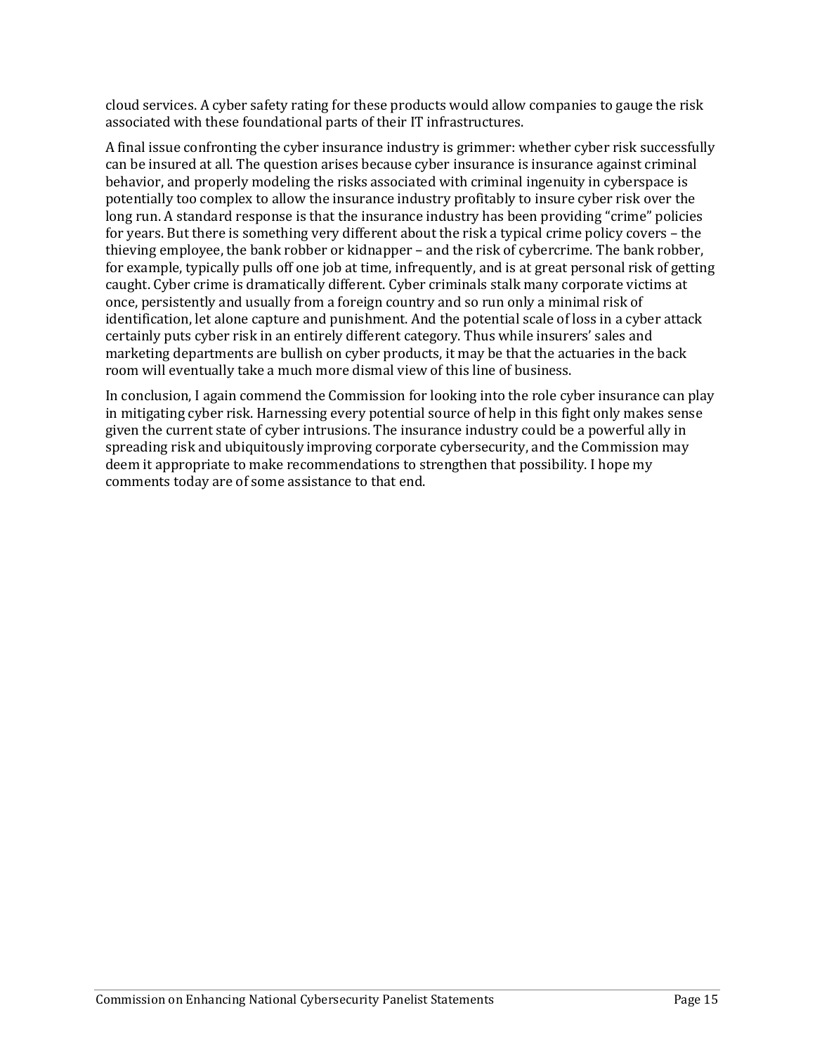cloud services. A cyber safety rating for these products would allow companies to gauge the risk associated with these foundational parts of their IT infrastructures.

A final issue confronting the cyber insurance industry is grimmer: whether cyber risk successfully can be insured at all. The question arises because cyber insurance is insurance against criminal behavior, and properly modeling the risks associated with criminal ingenuity in cyberspace is potentially too complex to allow the insurance industry profitably to insure cyber risk over the long run. A standard response is that the insurance industry has been providing "crime" policies for years. But there is something very different about the risk a typical crime policy covers – the thieving employee, the bank robber or kidnapper – and the risk of cybercrime. The bank robber, for example, typically pulls off one job at time, infrequently, and is at great personal risk of getting caught. Cyber crime is dramatically different. Cyber criminals stalk many corporate victims at once, persistently and usually from a foreign country and so run only a minimal risk of identification, let alone capture and punishment. And the potential scale of loss in a cyber attack certainly puts cyber risk in an entirely different category. Thus while insurers' sales and marketing departments are bullish on cyber products, it may be that the actuaries in the back room will eventually take a much more dismal view of this line of business.

In conclusion, I again commend the Commission for looking into the role cyber insurance can play in mitigating cyber risk. Harnessing every potential source of help in this fight only makes sense given the current state of cyber intrusions. The insurance industry could be a powerful ally in spreading risk and ubiquitously improving corporate cybersecurity, and the Commission may deem it appropriate to make recommendations to strengthen that possibility. I hope my comments today are of some assistance to that end.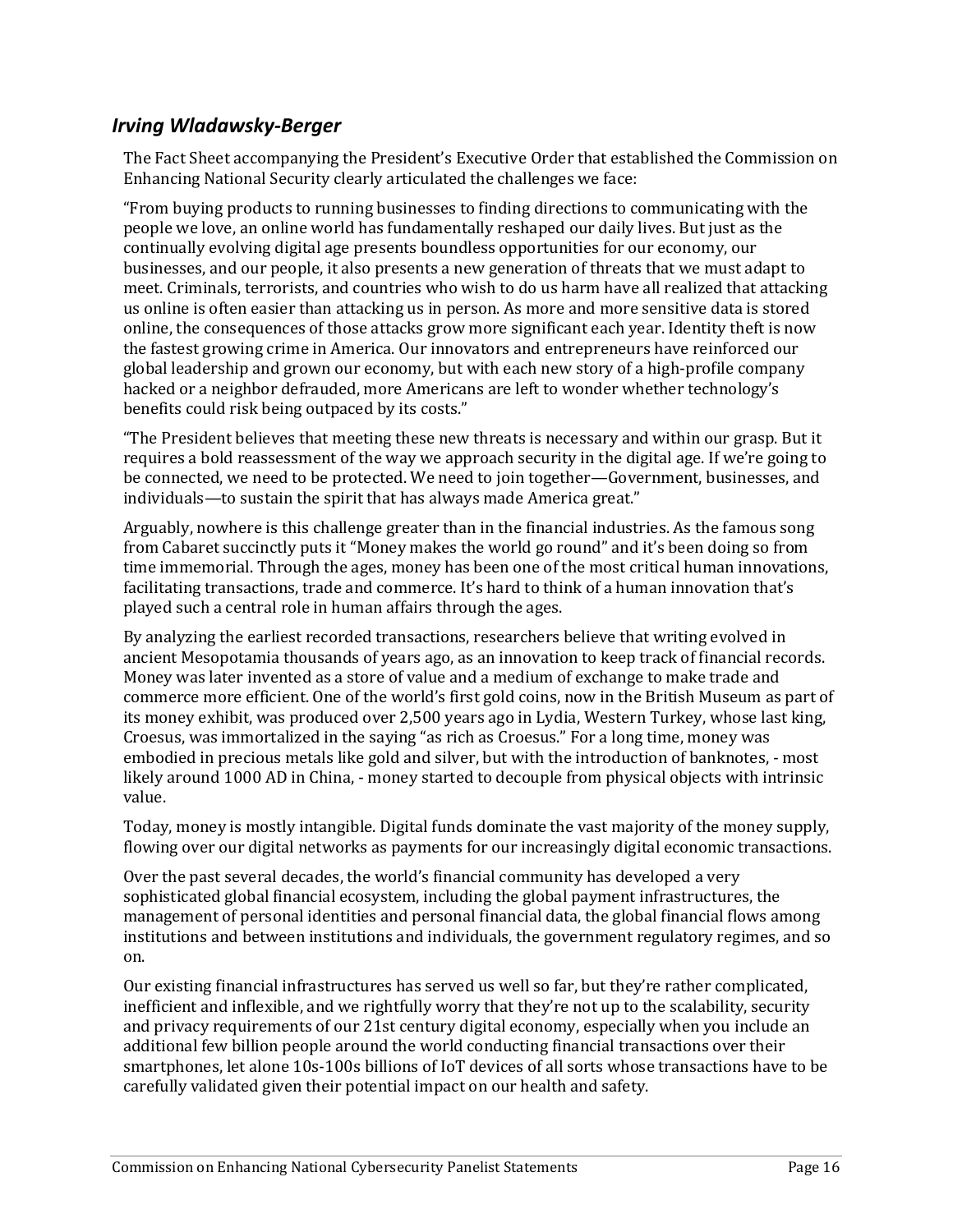### *Irving Wladawsky-Berger*

The Fact Sheet accompanying the President's Executive Order that established the Commission on Enhancing National Security clearly articulated the challenges we face:

"From buying products to running businesses to finding directions to communicating with the people we love, an online world has fundamentally reshaped our daily lives. But just as the continually evolving digital age presents boundless opportunities for our economy, our businesses, and our people, it also presents a new generation of threats that we must adapt to meet. Criminals, terrorists, and countries who wish to do us harm have all realized that attacking us online is often easier than attacking us in person. As more and more sensitive data is stored online, the consequences of those attacks grow more significant each year. Identity theft is now the fastest growing crime in America. Our innovators and entrepreneurs have reinforced our global leadership and grown our economy, but with each new story of a high-profile company hacked or a neighbor defrauded, more Americans are left to wonder whether technology's benefits could risk being outpaced by its costs."

"The President believes that meeting these new threats is necessary and within our grasp. But it requires a bold reassessment of the way we approach security in the digital age. If we're going to be connected, we need to be protected. We need to join together—Government, businesses, and individuals—to sustain the spirit that has always made America great."

Arguably, nowhere is this challenge greater than in the financial industries. As the famous song from Cabaret succinctly puts it "Money makes the world go round" and it's been doing so from time immemorial. Through the ages, money has been one of the most critical human innovations, facilitating transactions, trade and commerce. It's hard to think of a human innovation that's played such a central role in human affairs through the ages.

By analyzing the earliest recorded transactions, researchers believe that writing evolved in ancient Mesopotamia thousands of years ago, as an innovation to keep track of financial records. Money was later invented as a store of value and a medium of exchange to make trade and commerce more efficient. One of the world's first gold coins, now in the British Museum as part of its money exhibit, was produced over 2,500 years ago in Lydia, Western Turkey, whose last king, Croesus, was immortalized in the saying "as rich as Croesus." For a long time, money was embodied in precious metals like gold and silver, but with the introduction of banknotes, - most likely around 1000 AD in China, - money started to decouple from physical objects with intrinsic value.

Today, money is mostly intangible. Digital funds dominate the vast majority of the money supply, flowing over our digital networks as payments for our increasingly digital economic transactions.

Over the past several decades, the world's financial community has developed a very sophisticated global financial ecosystem, including the global payment infrastructures, the management of personal identities and personal financial data, the global financial flows among institutions and between institutions and individuals, the government regulatory regimes, and so on.

Our existing financial infrastructures has served us well so far, but they're rather complicated, inefficient and inflexible, and we rightfully worry that they're not up to the scalability, security and privacy requirements of our 21st century digital economy, especially when you include an additional few billion people around the world conducting financial transactions over their smartphones, let alone 10s-100s billions of IoT devices of all sorts whose transactions have to be carefully validated given their potential impact on our health and safety.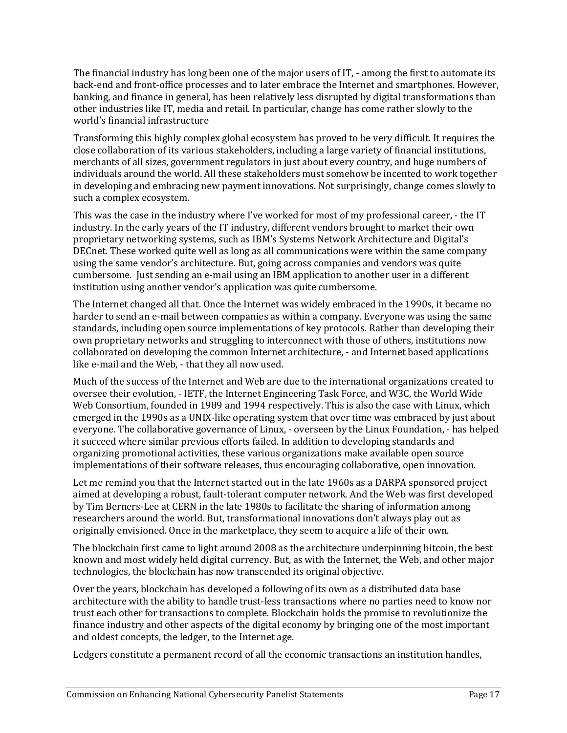The financial industry has long been one of the major users of IT, - among the first to automate its back-end and front-office processes and to later embrace the Internet and smartphones. However, banking, and finance in general, has been relatively less disrupted by digital transformations than other industries like IT, media and retail. In particular, change has come rather slowly to the world's financial infrastructure

Transforming this highly complex global ecosystem has proved to be very difficult. It requires the close collaboration of its various stakeholders, including a large variety of financial institutions, merchants of all sizes, government regulators in just about every country, and huge numbers of individuals around the world. All these stakeholders must somehow be incented to work together in developing and embracing new payment innovations. Not surprisingly, change comes slowly to such a complex ecosystem.

This was the case in the industry where I've worked for most of my professional career, - the IT industry. In the early years of the IT industry, different vendors brought to market their own proprietary networking systems, such as IBM's Systems Network Architecture and Digital's DECnet. These worked quite well as long as all communications were within the same company using the same vendor's architecture. But, going across companies and vendors was quite cumbersome. Just sending an e-mail using an IBM application to another user in a different institution using another vendor's application was quite cumbersome.

The Internet changed all that. Once the Internet was widely embraced in the 1990s, it became no harder to send an e-mail between companies as within a company. Everyone was using the same standards, including open source implementations of key protocols. Rather than developing their own proprietary networks and struggling to interconnect with those of others, institutions now collaborated on developing the common Internet architecture, - and Internet based applications like e-mail and the Web, - that they all now used.

Much of the success of the Internet and Web are due to the international organizations created to oversee their evolution, - IETF, the Internet Engineering Task Force, and W3C, the World Wide Web Consortium, founded in 1989 and 1994 respectively. This is also the case with Linux, which emerged in the 1990s as a UNIX-like operating system that over time was embraced by just about everyone. The collaborative governance of Linux, - overseen by the Linux Foundation, - has helped it succeed where similar previous efforts failed. In addition to developing standards and organizing promotional activities, these various organizations make available open source implementations of their software releases, thus encouraging collaborative, open innovation.

Let me remind you that the Internet started out in the late 1960s as a DARPA sponsored project aimed at developing a robust, fault-tolerant computer network. And the Web was first developed by Tim Berners-Lee at CERN in the late 1980s to facilitate the sharing of information among researchers around the world. But, transformational innovations don't always play out as originally envisioned. Once in the marketplace, they seem to acquire a life of their own.

The blockchain first came to light around 2008 as the architecture underpinning bitcoin, the best known and most widely held digital currency. But, as with the Internet, the Web, and other major technologies, the blockchain has now transcended its original objective.

Over the years, blockchain has developed a following of its own as a distributed data base architecture with the ability to handle trust-less transactions where no parties need to know nor trust each other for transactions to complete. Blockchain holds the promise to revolutionize the finance industry and other aspects of the digital economy by bringing one of the most important and oldest concepts, the ledger, to the Internet age.

Ledgers constitute a permanent record of all the economic transactions an institution handles,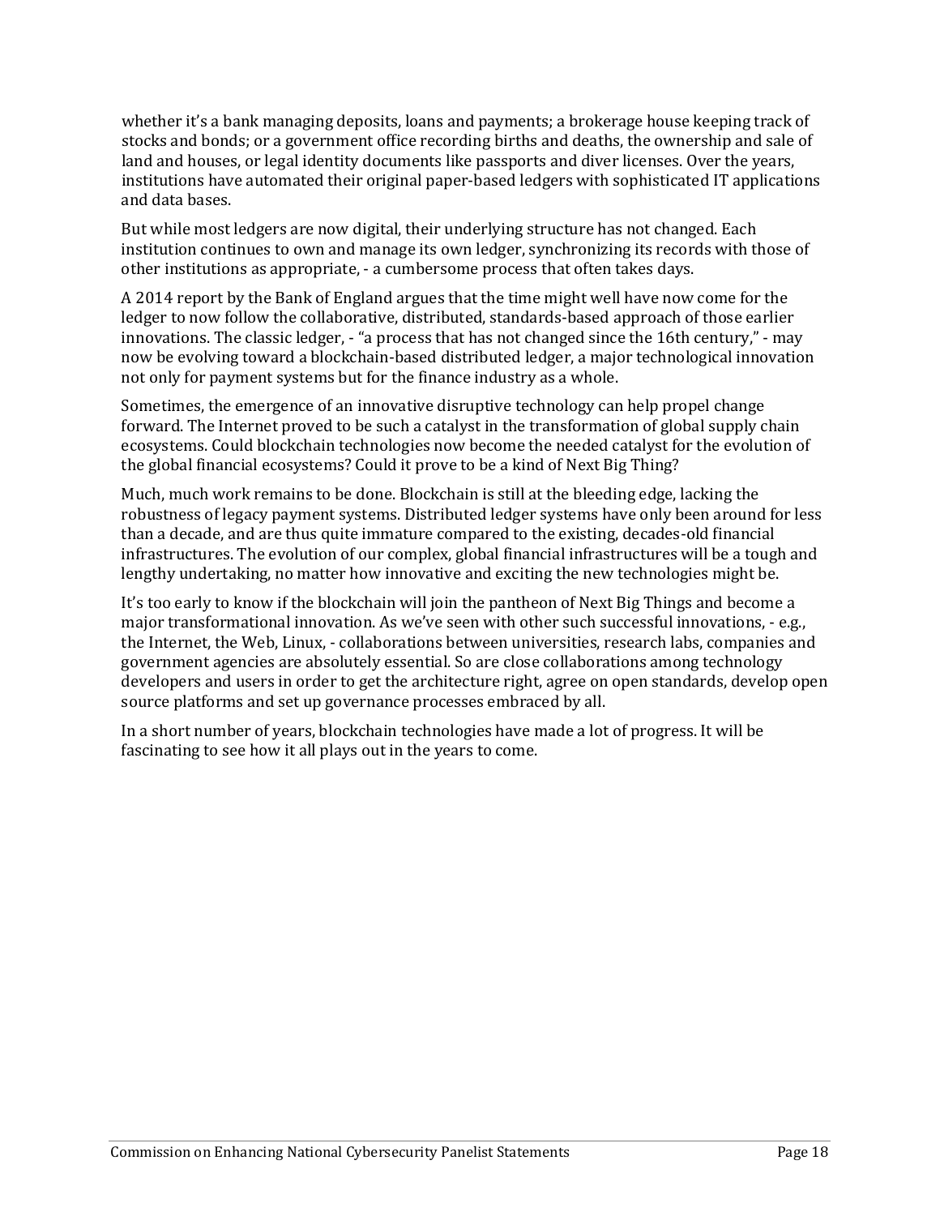whether it's a bank managing deposits, loans and payments; a brokerage house keeping track of stocks and bonds; or a government office recording births and deaths, the ownership and sale of land and houses, or legal identity documents like passports and diver licenses. Over the years, institutions have automated their original paper-based ledgers with sophisticated IT applications and data bases.

But while most ledgers are now digital, their underlying structure has not changed. Each institution continues to own and manage its own ledger, synchronizing its records with those of other institutions as appropriate, - a cumbersome process that often takes days.

A 2014 report by the Bank of England argues that the time might well have now come for the ledger to now follow the collaborative, distributed, standards-based approach of those earlier innovations. The classic ledger, - "a process that has not changed since the 16th century," - may now be evolving toward a blockchain-based distributed ledger, a major technological innovation not only for payment systems but for the finance industry as a whole.

Sometimes, the emergence of an innovative disruptive technology can help propel change forward. The Internet proved to be such a catalyst in the transformation of global supply chain ecosystems. Could blockchain technologies now become the needed catalyst for the evolution of the global financial ecosystems? Could it prove to be a kind of Next Big Thing?

Much, much work remains to be done. Blockchain is still at the bleeding edge, lacking the robustness of legacy payment systems. Distributed ledger systems have only been around for less than a decade, and are thus quite immature compared to the existing, decades-old financial infrastructures. The evolution of our complex, global financial infrastructures will be a tough and lengthy undertaking, no matter how innovative and exciting the new technologies might be.

It's too early to know if the blockchain will join the pantheon of Next Big Things and become a major transformational innovation. As we've seen with other such successful innovations, - e.g., the Internet, the Web, Linux, - collaborations between universities, research labs, companies and government agencies are absolutely essential. So are close collaborations among technology developers and users in order to get the architecture right, agree on open standards, develop open source platforms and set up governance processes embraced by all.

In a short number of years, blockchain technologies have made a lot of progress. It will be fascinating to see how it all plays out in the years to come.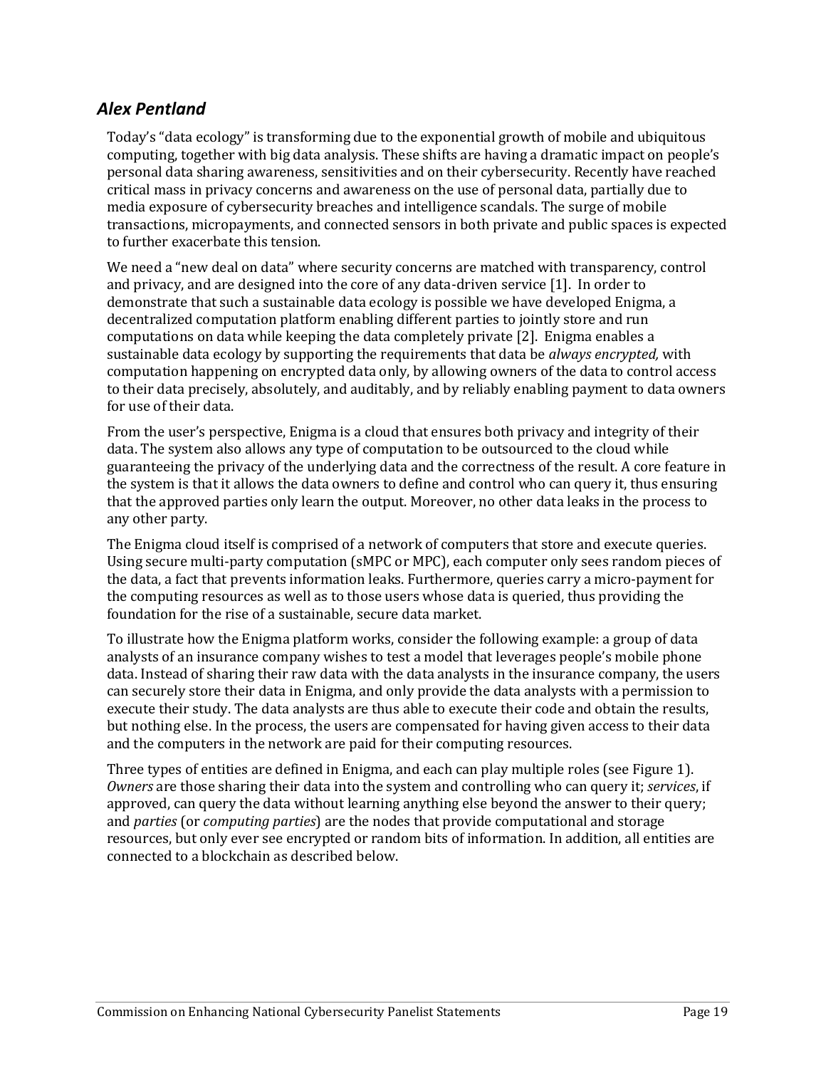## *Alex Pentland*

Today's "data ecology" is transforming due to the exponential growth of mobile and ubiquitous computing, together with big data analysis. These shifts are having a dramatic impact on people's personal data sharing awareness, sensitivities and on their cybersecurity. Recently have reached critical mass in privacy concerns and awareness on the use of personal data, partially due to media exposure of cybersecurity breaches and intelligence scandals. The surge of mobile transactions, micropayments, and connected sensors in both private and public spaces is expected to further exacerbate this tension.

We need a "new deal on data" where security concerns are matched with transparency, control and privacy, and are designed into the core of any data-driven service [1]. In order to demonstrate that such a sustainable data ecology is possible we have developed Enigma, a decentralized computation platform enabling different parties to jointly store and run computations on data while keeping the data completely private [2]. Enigma enables a sustainable data ecology by supporting the requirements that data be *always encrypted,* with computation happening on encrypted data only, by allowing owners of the data to control access to their data precisely, absolutely, and auditably, and by reliably enabling payment to data owners for use of their data.

From the user's perspective, Enigma is a cloud that ensures both privacy and integrity of their data. The system also allows any type of computation to be outsourced to the cloud while guaranteeing the privacy of the underlying data and the correctness of the result. A core feature in the system is that it allows the data owners to define and control who can query it, thus ensuring that the approved parties only learn the output. Moreover, no other data leaks in the process to any other party.

The Enigma cloud itself is comprised of a network of computers that store and execute queries. Using secure multi-party computation (sMPC or MPC), each computer only sees random pieces of the data, a fact that prevents information leaks. Furthermore, queries carry a micro-payment for the computing resources as well as to those users whose data is queried, thus providing the foundation for the rise of a sustainable, secure data market.

To illustrate how the Enigma platform works, consider the following example: a group of data analysts of an insurance company wishes to test a model that leverages people's mobile phone data. Instead of sharing their raw data with the data analysts in the insurance company, the users can securely store their data in Enigma, and only provide the data analysts with a permission to execute their study. The data analysts are thus able to execute their code and obtain the results, but nothing else. In the process, the users are compensated for having given access to their data and the computers in the network are paid for their computing resources.

Three types of entities are defined in Enigma, and each can play multiple roles (see Figure 1). *Owners* are those sharing their data into the system and controlling who can query it; *services*, if approved, can query the data without learning anything else beyond the answer to their query; and *parties* (or *computing parties*) are the nodes that provide computational and storage resources, but only ever see encrypted or random bits of information. In addition, all entities are connected to a blockchain as described below.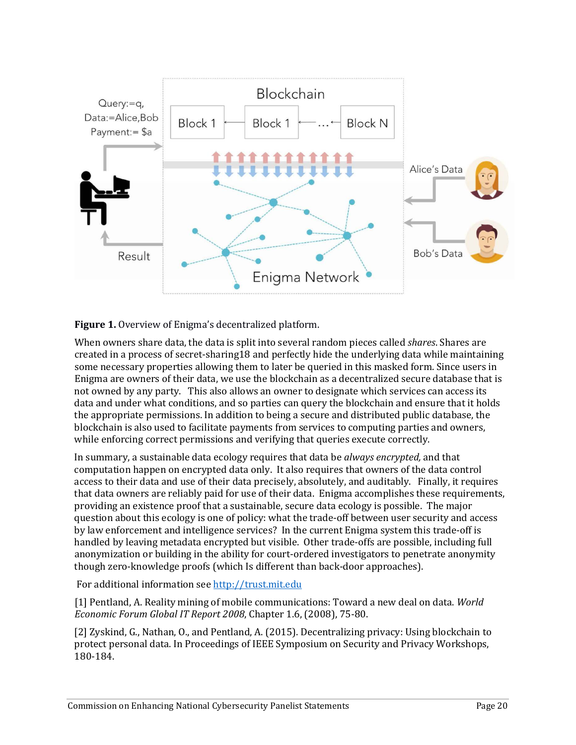**Figure 1.** Overview of Enigma's decentralized platform.

When owners share data, the data is split into several random pieces called *shares*. Shares are created in a process of secret-sharing18 and perfectly hide the underlying data while maintaining some necessary properties allowing them to later be queried in this masked form. Since users in Enigma are owners of their data, we use the blockchain as a decentralized secure database that is not owned by any party. This also allows an owner to designate which services can access its data and under what conditions, and so parties can query the blockchain and ensure that it holds the appropriate permissions. In addition to being a secure and distributed public database, the blockchain is also used to facilitate payments from services to computing parties and owners, while enforcing correct permissions and verifying that queries execute correctly.

In summary, a sustainable data ecology requires that data be *always encrypted*, and that computation happen on encrypted data only. It also requires that owners of the data control access to their data and use of their data precisely, absolutely, and auditably. Finally, it requires that data owners are reliably paid for use of their data. Enigma accomplishes these requirements, providing an existence proof that a sustainable, secure data ecology is possible. The major question about this ecology is one of policy: what the trade-off between user security and access by law enforcement and intelligence services? In the current Enigma system this trade-off is handled by leaving metadata encrypted but visible. Other trade-offs are possible, including full anonymization or building in the ability for court-ordered investigators to penetrate anonymity though zero-knowledge proofs (which Is different than back-door approaches).

For additional information see http://trust.mit.edu

[1] Pentland, A. Reality mining of mobile communications: Toward a new deal on data. *World Economic Forum Global IT Report 2008*, Chapter 1.6, (2008), 75-80.

[2] Zyskind, G., Nathan, O., and Pentland, A. (2015). Decentralizing privacy: Using blockchain to protect personal data. In Proceedings of IEEE Symposium on Security and Privacy Workshops, 180-184.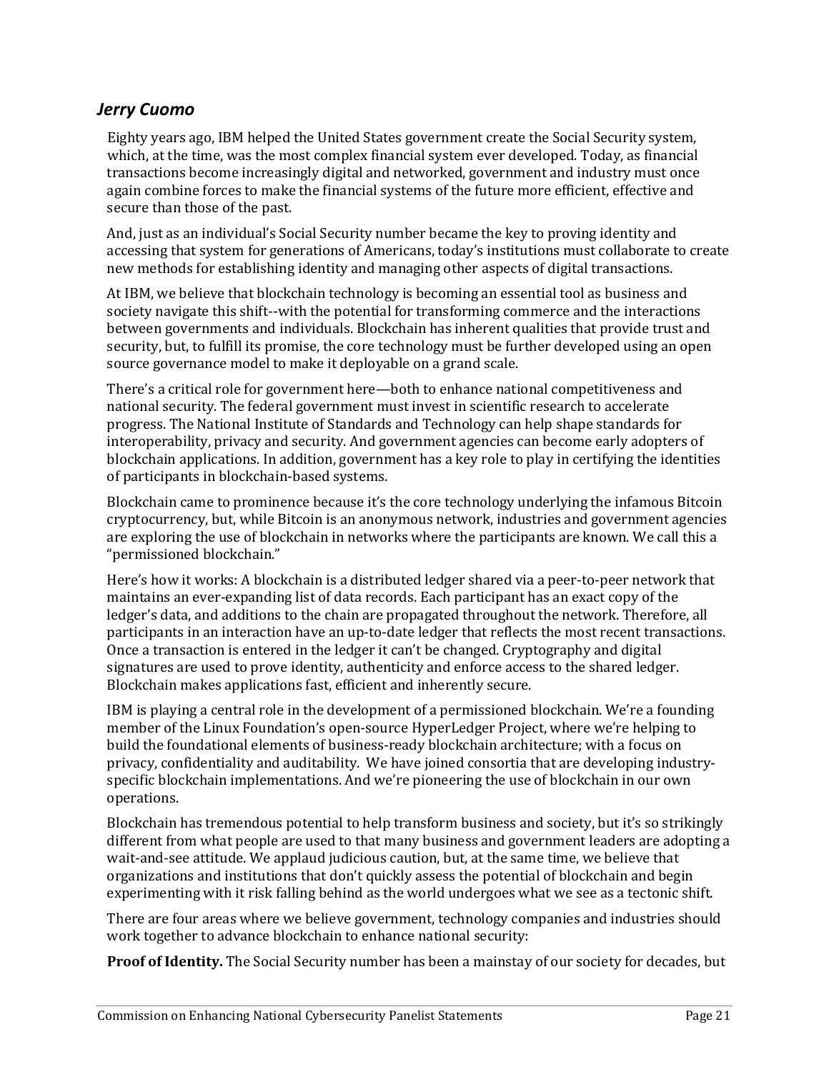## *Jerry Cuomo*

Eighty years ago, IBM helped the United States government create the Social Security system, which, at the time, was the most complex financial system ever developed. Today, as financial transactions become increasingly digital and networked, government and industry must once again combine forces to make the financial systems of the future more efficient, effective and secure than those of the past.

And, just as an individual's Social Security number became the key to proving identity and accessing that system for generations of Americans, today's institutions must collaborate to create new methods for establishing identity and managing other aspects of digital transactions.

At IBM, we believe that blockchain technology is becoming an essential tool as business and society navigate this shift--with the potential for transforming commerce and the interactions between governments and individuals. Blockchain has inherent qualities that provide trust and security, but, to fulfill its promise, the core technology must be further developed using an open source governance model to make it deployable on a grand scale.

There's a critical role for government here—both to enhance national competitiveness and national security. The federal government must invest in scientific research to accelerate progress. The National Institute of Standards and Technology can help shape standards for interoperability, privacy and security. And government agencies can become early adopters of blockchain applications. In addition, government has a key role to play in certifying the identities of participants in blockchain-based systems.

Blockchain came to prominence because it's the core technology underlying the infamous Bitcoin cryptocurrency, but, while Bitcoin is an anonymous network, industries and government agencies are exploring the use of blockchain in networks where the participants are known. We call this a "permissioned blockchain."

Here's how it works: A blockchain is a distributed ledger shared via a peer-to-peer network that maintains an ever-expanding list of data records. Each participant has an exact copy of the ledger's data, and additions to the chain are propagated throughout the network. Therefore, all participants in an interaction have an up-to-date ledger that reflects the most recent transactions. Once a transaction is entered in the ledger it can't be changed. Cryptography and digital signatures are used to prove identity, authenticity and enforce access to the shared ledger. Blockchain makes applications fast, efficient and inherently secure.

IBM is playing a central role in the development of a permissioned blockchain. We're a founding member of the Linux Foundation's open-source HyperLedger Project, where we're helping to build the foundational elements of business-ready blockchain architecture; with a focus on privacy, confidentiality and auditability. We have joined consortia that are developing industry-specific blockchain implementations. And we're pioneering the use of blockchain in our own operations.

Blockchain has tremendous potential to help transform business and society, but it's so strikingly different from what people are used to that many business and government leaders are adopting a wait-and-see attitude. We applaud judicious caution, but, at the same time, we believe that organizations and institutions that don't quickly assess the potential of blockchain and begin experimenting with it risk falling behind as the world undergoes what we see as a tectonic shift.

There are four areas where we believe government, technology companies and industries should work together to advance blockchain to enhance national security:

**Proof of Identity.** The Social Security number has been a mainstay of our society for decades, but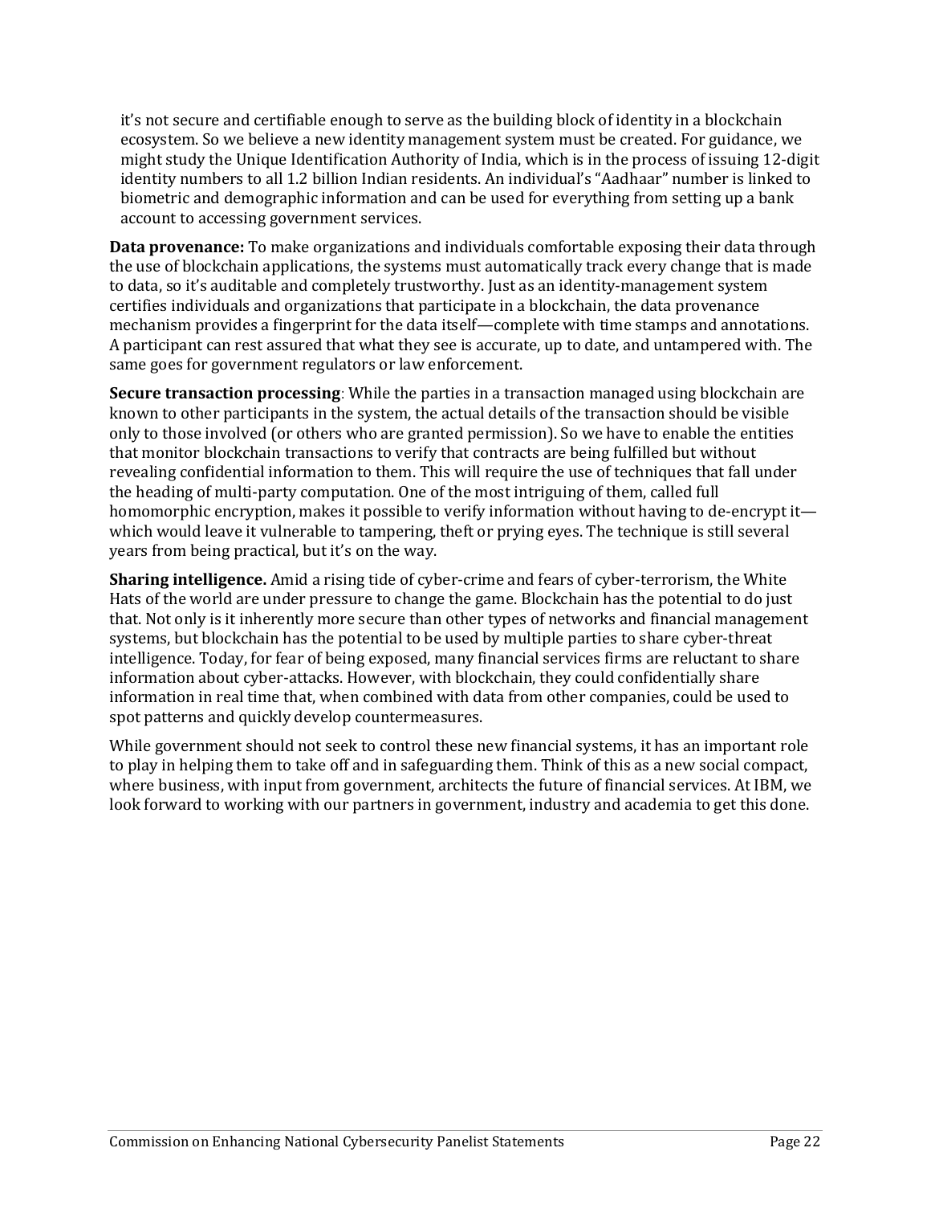it's not secure and certifiable enough to serve as the building block of identity in a blockchain ecosystem. So we believe a new identity management system must be created. For guidance, we might study the Unique Identification Authority of India, which is in the process of issuing 12-digit identity numbers to all 1.2 billion Indian residents. An individual's "Aadhaar" number is linked to biometric and demographic information and can be used for everything from setting up a bank account to accessing government services.

**Data provenance:** To make organizations and individuals comfortable exposing their data through the use of blockchain applications, the systems must automatically track every change that is made to data, so it's auditable and completely trustworthy. Just as an identity-management system certifies individuals and organizations that participate in a blockchain, the data provenance mechanism provides a fingerprint for the data itself—complete with time stamps and annotations. A participant can rest assured that what they see is accurate, up to date, and untampered with. The same goes for government regulators or law enforcement.

**Secure transaction processing**: While the parties in a transaction managed using blockchain are known to other participants in the system, the actual details of the transaction should be visible only to those involved (or others who are granted permission). So we have to enable the entities that monitor blockchain transactions to verify that contracts are being fulfilled but without revealing confidential information to them. This will require the use of techniques that fall under the heading of multi-party computation. One of the most intriguing of them, called full homomorphic encryption, makes it possible to verify information without having to de-encrypt it—which would leave it vulnerable to tampering, theft or prying eyes. The technique is still several years from being practical, but it's on the way.

**Sharing intelligence.** Amid a rising tide of cyber-crime and fears of cyber-terrorism, the White Hats of the world are under pressure to change the game. Blockchain has the potential to do just that. Not only is it inherently more secure than other types of networks and financial management systems, but blockchain has the potential to be used by multiple parties to share cyber-threat intelligence. Today, for fear of being exposed, many financial services firms are reluctant to share information about cyber-attacks. However, with blockchain, they could confidentially share information in real time that, when combined with data from other companies, could be used to spot patterns and quickly develop countermeasures.

While government should not seek to control these new financial systems, it has an important role to play in helping them to take off and in safeguarding them. Think of this as a new social compact, where business, with input from government, architects the future of financial services. At IBM, we look forward to working with our partners in government, industry and academia to get this done.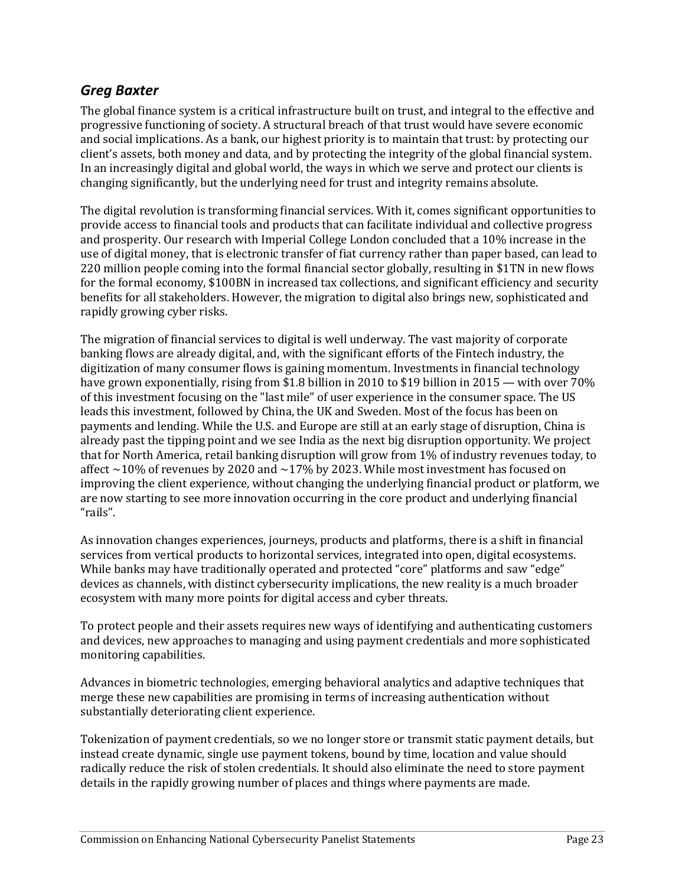## *Greg Baxter*

The global finance system is a critical infrastructure built on trust, and integral to the effective and progressive functioning of society. A structural breach of that trust would have severe economic and social implications. As a bank, our highest priority is to maintain that trust: by protecting our client's assets, both money and data, and by protecting the integrity of the global financial system. In an increasingly digital and global world, the ways in which we serve and protect our clients is changing significantly, but the underlying need for trust and integrity remains absolute.

The digital revolution is transforming financial services. With it, comes significant opportunities to provide access to financial tools and products that can facilitate individual and collective progress and prosperity. Our research with Imperial College London concluded that a 10% increase in the use of digital money, that is electronic transfer of fiat currency rather than paper based, can lead to 220 million people coming into the formal financial sector globally, resulting in $1TN in new flows for the formal economy, $100BN in increased tax collections, and significant efficiency and security benefits for all stakeholders. However, the migration to digital also brings new, sophisticated and rapidly growing cyber risks.

The migration of financial services to digital is well underway. The vast majority of corporate banking flows are already digital, and, with the significant efforts of the Fintech industry, the digitization of many consumer flows is gaining momentum. Investments in financial technology have grown exponentially, rising from $1.8 billion in 2010 to $19 billion in 2015 — with over 70% of this investment focusing on the "last mile" of user experience in the consumer space. The US leads this investment, followed by China, the UK and Sweden. Most of the focus has been on payments and lending. While the U.S. and Europe are still at an early stage of disruption, China is already past the tipping point and we see India as the next big disruption opportunity. We project that for North America, retail banking disruption will grow from 1% of industry revenues today, to affect ~10% of revenues by 2020 and ~17% by 2023. While most investment has focused on improving the client experience, without changing the underlying financial product or platform, we are now starting to see more innovation occurring in the core product and underlying financial "rails".

As innovation changes experiences, journeys, products and platforms, there is a shift in financial services from vertical products to horizontal services, integrated into open, digital ecosystems. While banks may have traditionally operated and protected "core" platforms and saw "edge" devices as channels, with distinct cybersecurity implications, the new reality is a much broader ecosystem with many more points for digital access and cyber threats.

To protect people and their assets requires new ways of identifying and authenticating customers and devices, new approaches to managing and using payment credentials and more sophisticated monitoring capabilities.

Advances in biometric technologies, emerging behavioral analytics and adaptive techniques that merge these new capabilities are promising in terms of increasing authentication without substantially deteriorating client experience.

Tokenization of payment credentials, so we no longer store or transmit static payment details, but instead create dynamic, single use payment tokens, bound by time, location and value should radically reduce the risk of stolen credentials. It should also eliminate the need to store payment details in the rapidly growing number of places and things where payments are made.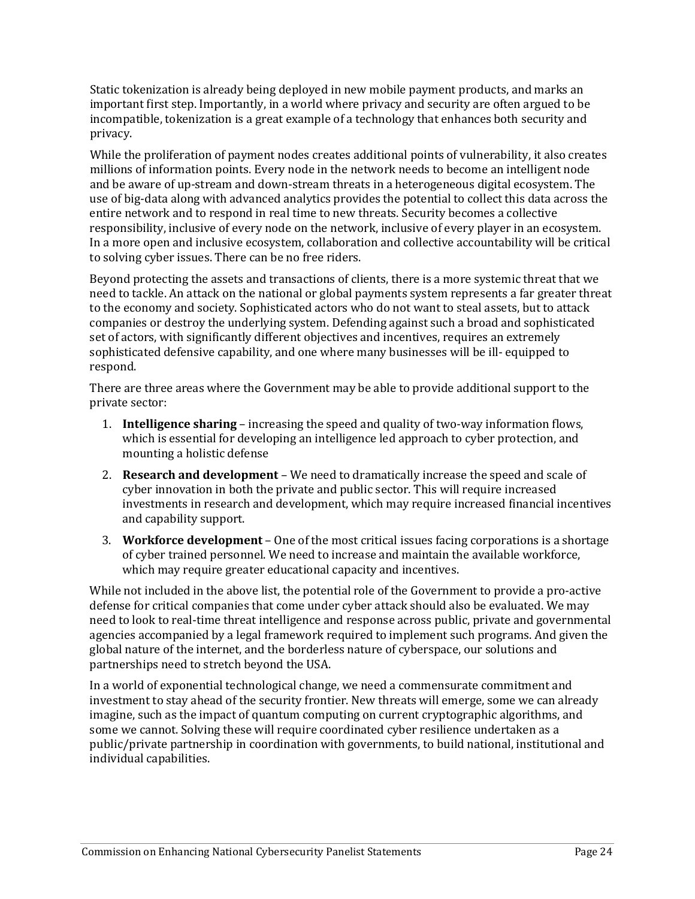Static tokenization is already being deployed in new mobile payment products, and marks an important first step. Importantly, in a world where privacy and security are often argued to be incompatible, tokenization is a great example of a technology that enhances both security and privacy.

While the proliferation of payment nodes creates additional points of vulnerability, it also creates millions of information points. Every node in the network needs to become an intelligent node and be aware of up-stream and down-stream threats in a heterogeneous digital ecosystem. The use of big-data along with advanced analytics provides the potential to collect this data across the entire network and to respond in real time to new threats. Security becomes a collective responsibility, inclusive of every node on the network, inclusive of every player in an ecosystem. In a more open and inclusive ecosystem, collaboration and collective accountability will be critical to solving cyber issues. There can be no free riders.

Beyond protecting the assets and transactions of clients, there is a more systemic threat that we need to tackle. An attack on the national or global payments system represents a far greater threat to the economy and society. Sophisticated actors who do not want to steal assets, but to attack companies or destroy the underlying system. Defending against such a broad and sophisticated set of actors, with significantly different objectives and incentives, requires an extremely sophisticated defensive capability, and one where many businesses will be ill- equipped to respond.

There are three areas where the Government may be able to provide additional support to the private sector:

1. **Intelligence sharing** – increasing the speed and quality of two-way information flows, which is essential for developing an intelligence led approach to cyber protection, and mounting a holistic defense
2. **Research and development** – We need to dramatically increase the speed and scale of cyber innovation in both the private and public sector. This will require increased investments in research and development, which may require increased financial incentives and capability support.
3. **Workforce development** – One of the most critical issues facing corporations is a shortage of cyber trained personnel. We need to increase and maintain the available workforce, which may require greater educational capacity and incentives.

While not included in the above list, the potential role of the Government to provide a pro-active defense for critical companies that come under cyber attack should also be evaluated. We may need to look to real-time threat intelligence and response across public, private and governmental agencies accompanied by a legal framework required to implement such programs. And given the global nature of the internet, and the borderless nature of cyberspace, our solutions and partnerships need to stretch beyond the USA.

In a world of exponential technological change, we need a commensurate commitment and investment to stay ahead of the security frontier. New threats will emerge, some we can already imagine, such as the impact of quantum computing on current cryptographic algorithms, and some we cannot. Solving these will require coordinated cyber resilience undertaken as a public/private partnership in coordination with governments, to build national, institutional and individual capabilities.